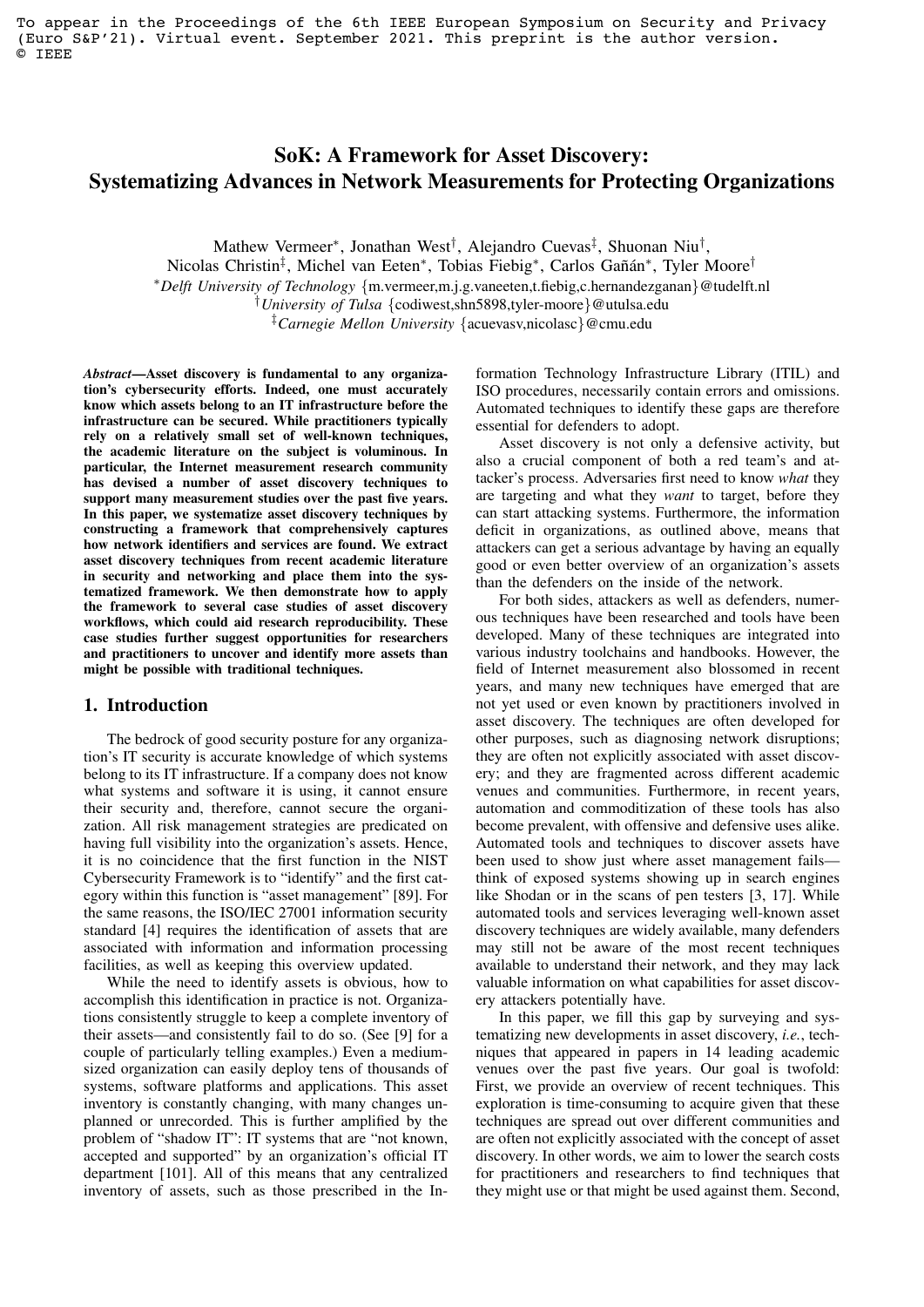To appear in the Proceedings of the 6th IEEE European Symposium on Security and Privacy (Euro S&P'21). Virtual event. September 2021. This preprint is the author version. © IEEE

# SoK: A Framework for Asset Discovery: Systematizing Advances in Network Measurements for Protecting Organizations

Mathew Vermeer*, Jonathan West†, Alejandro Cuevas‡, Shuonan Niu†,
Nicolas Christin‡, Michel van Eeten*, Tobias Fiebig*, Carlos Gañán*, Tyler Moore†

*Delft University of Technology {m.vermeer,m.j.g.vaneeten,t.fiebig,c.hernandezganan}@tudelft.nl
†University of Tulsa {codiwest,shn5898,tyler-moore}@utulsa.edu
‡Carnegie Mellon University {acuevasv,nicolasc}@cmu.edu

***Abstract*—Asset discovery is fundamental to any organization's cybersecurity efforts. Indeed, one must accurately know which assets belong to an IT infrastructure before the infrastructure can be secured. While practitioners typically rely on a relatively small set of well-known techniques, the academic literature on the subject is voluminous. In particular, the Internet measurement research community has devised a number of asset discovery techniques to support many measurement studies over the past five years. In this paper, we systematize asset discovery techniques by constructing a framework that comprehensively captures how network identifiers and services are found. We extract asset discovery techniques from recent academic literature in security and networking and place them into the systematized framework. We then demonstrate how to apply the framework to several case studies of asset discovery workflows, which could aid research reproducibility. These case studies further suggest opportunities for researchers and practitioners to uncover and identify more assets than might be possible with traditional techniques.**

## 1. Introduction

The bedrock of good security posture for any organization's IT security is accurate knowledge of which systems belong to its IT infrastructure. If a company does not know what systems and software it is using, it cannot ensure their security and, therefore, cannot secure the organization. All risk management strategies are predicated on having full visibility into the organization's assets. Hence, it is no coincidence that the first function in the NIST Cybersecurity Framework is to "identify" and the first category within this function is "asset management" [89]. For the same reasons, the ISO/IEC 27001 information security standard [4] requires the identification of assets that are associated with information and information processing facilities, as well as keeping this overview updated.

While the need to identify assets is obvious, how to accomplish this identification in practice is not. Organizations consistently struggle to keep a complete inventory of their assets—and consistently fail to do so. (See [9] for a couple of particularly telling examples.) Even a medium-sized organization can easily deploy tens of thousands of systems, software platforms and applications. This asset inventory is constantly changing, with many changes unplanned or unrecorded. This is further amplified by the problem of "shadow IT": IT systems that are "not known, accepted and supported" by an organization's official IT department [101]. All of this means that any centralized inventory of assets, such as those prescribed in the Information Technology Infrastructure Library (ITIL) and ISO procedures, necessarily contain errors and omissions. Automated techniques to identify these gaps are therefore essential for defenders to adopt.

Asset discovery is not only a defensive activity, but also a crucial component of both a red team's and attacker's process. Adversaries first need to know *what* they are targeting and what they *want* to target, before they can start attacking systems. Furthermore, the information deficit in organizations, as outlined above, means that attackers can get a serious advantage by having an equally good or even better overview of an organization's assets than the defenders on the inside of the network.

For both sides, attackers as well as defenders, numerous techniques have been researched and tools have been developed. Many of these techniques are integrated into various industry toolchains and handbooks. However, the field of Internet measurement also blossomed in recent years, and many new techniques have emerged that are not yet used or even known by practitioners involved in asset discovery. The techniques are often developed for other purposes, such as diagnosing network disruptions; they are often not explicitly associated with asset discovery; and they are fragmented across different academic venues and communities. Furthermore, in recent years, automation and commoditization of these tools has also become prevalent, with offensive and defensive uses alike. Automated tools and techniques to discover assets have been used to show just where asset management fails—think of exposed systems showing up in search engines like Shodan or in the scans of pen testers [3, 17]. While automated tools and services leveraging well-known asset discovery techniques are widely available, many defenders may still not be aware of the most recent techniques available to understand their network, and they may lack valuable information on what capabilities for asset discovery attackers potentially have.

In this paper, we fill this gap by surveying and systematizing new developments in asset discovery, *i.e.*, techniques that appeared in papers in 14 leading academic venues over the past five years. Our goal is twofold: First, we provide an overview of recent techniques. This exploration is time-consuming to acquire given that these techniques are spread out over different communities and are often not explicitly associated with the concept of asset discovery. In other words, we aim to lower the search costs for practitioners and researchers to find techniques that they might use or that might be used against them. Second,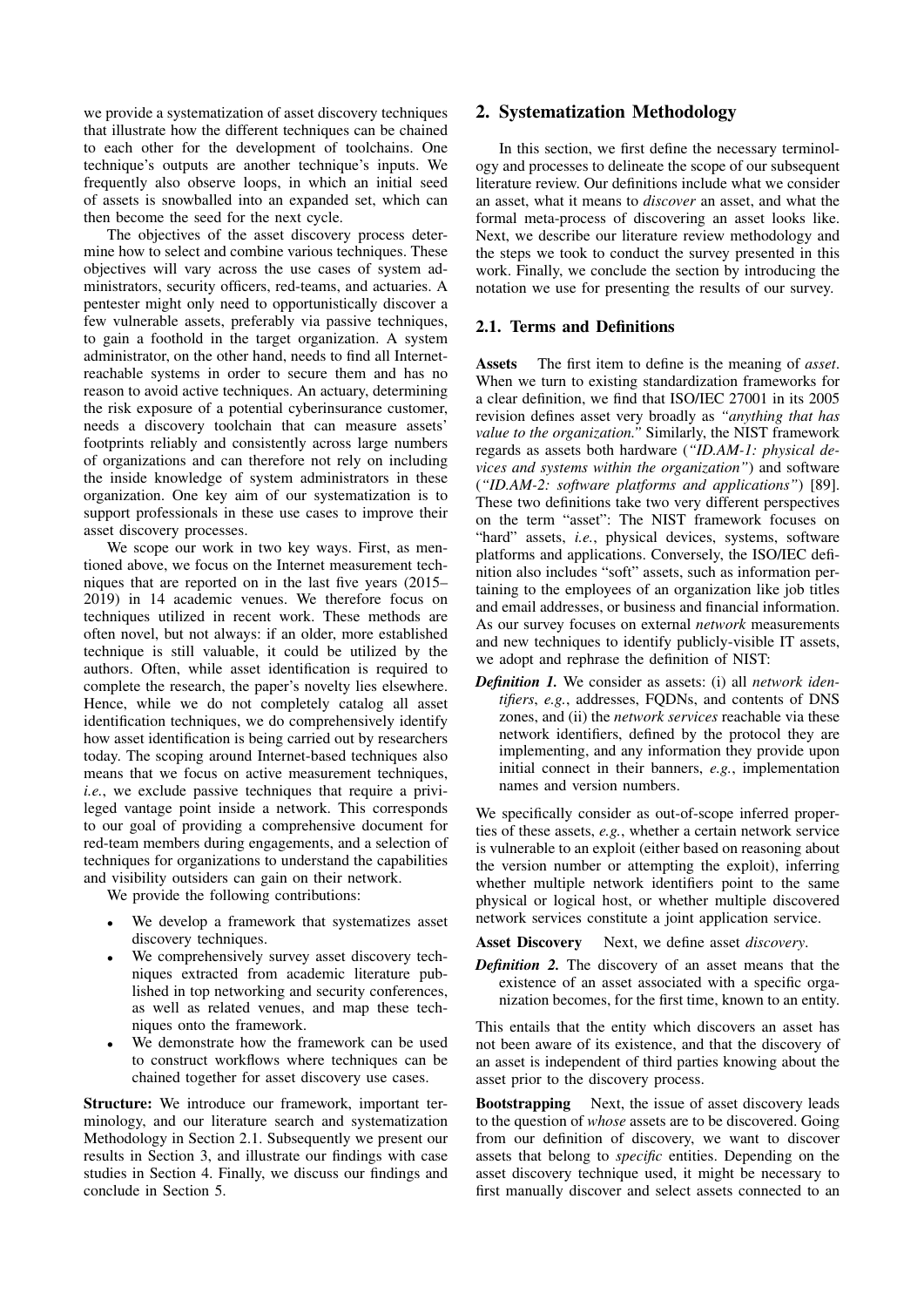we provide a systematization of asset discovery techniques that illustrate how the different techniques can be chained to each other for the development of toolchains. One technique's outputs are another technique's inputs. We frequently also observe loops, in which an initial seed of assets is snowballed into an expanded set, which can then become the seed for the next cycle.

The objectives of the asset discovery process determine how to select and combine various techniques. These objectives will vary across the use cases of system administrators, security officers, red-teams, and actuaries. A pentester might only need to opportunistically discover a few vulnerable assets, preferably via passive techniques, to gain a foothold in the target organization. A system administrator, on the other hand, needs to find all Internet-reachable systems in order to secure them and has no reason to avoid active techniques. An actuary, determining the risk exposure of a potential cyberinsurance customer, needs a discovery toolchain that can measure assets' footprints reliably and consistently across large numbers of organizations and can therefore not rely on including the inside knowledge of system administrators in these organization. One key aim of our systematization is to support professionals in these use cases to improve their asset discovery processes.

We scope our work in two key ways. First, as mentioned above, we focus on the Internet measurement techniques that are reported on in the last five years (2015–2019) in 14 academic venues. We therefore focus on techniques utilized in recent work. These methods are often novel, but not always: if an older, more established technique is still valuable, it could be utilized by the authors. Often, while asset identification is required to complete the research, the paper's novelty lies elsewhere. Hence, while we do not completely catalog all asset identification techniques, we do comprehensively identify how asset identification is being carried out by researchers today. The scoping around Internet-based techniques also means that we focus on active measurement techniques, *i.e.*, we exclude passive techniques that require a privileged vantage point inside a network. This corresponds to our goal of providing a comprehensive document for red-team members during engagements, and a selection of techniques for organizations to understand the capabilities and visibility outsiders can gain on their network.

We provide the following contributions:

- We develop a framework that systematizes asset discovery techniques.
- We comprehensively survey asset discovery techniques extracted from academic literature published in top networking and security conferences, as well as related venues, and map these techniques onto the framework.
- We demonstrate how the framework can be used to construct workflows where techniques can be chained together for asset discovery use cases.

**Structure:** We introduce our framework, important terminology, and our literature search and systematization Methodology in Section 2.1. Subsequently we present our results in Section 3, and illustrate our findings with case studies in Section 4. Finally, we discuss our findings and conclude in Section 5.

## 2. Systematization Methodology

In this section, we first define the necessary terminology and processes to delineate the scope of our subsequent literature review. Our definitions include what we consider an asset, what it means to *discover* an asset, and what the formal meta-process of discovering an asset looks like. Next, we describe our literature review methodology and the steps we took to conduct the survey presented in this work. Finally, we conclude the section by introducing the notation we use for presenting the results of our survey.

### 2.1. Terms and Definitions

**Assets** The first item to define is the meaning of *asset*. When we turn to existing standardization frameworks for a clear definition, we find that ISO/IEC 27001 in its 2005 revision defines asset very broadly as *"anything that has value to the organization."* Similarly, the NIST framework regards as assets both hardware (*"ID.AM-1: physical devices and systems within the organization"*) and software (*"ID.AM-2: software platforms and applications"*) [89]. These two definitions take two very different perspectives on the term "asset": The NIST framework focuses on "hard" assets, *i.e.*, physical devices, systems, software platforms and applications. Conversely, the ISO/IEC definition also includes "soft" assets, such as information pertaining to the employees of an organization like job titles and email addresses, or business and financial information. As our survey focuses on external *network* measurements and new techniques to identify publicly-visible IT assets, we adopt and rephrase the definition of NIST:

***Definition 1.*** We consider as assets: (i) all *network identifiers*, *e.g.*, addresses, FQDNs, and contents of DNS zones, and (ii) the *network services* reachable via these network identifiers, defined by the protocol they are implementing, and any information they provide upon initial connect in their banners, *e.g.*, implementation names and version numbers.

We specifically consider as out-of-scope inferred properties of these assets, *e.g.*, whether a certain network service is vulnerable to an exploit (either based on reasoning about the version number or attempting the exploit), inferring whether multiple network identifiers point to the same physical or logical host, or whether multiple discovered network services constitute a joint application service.

**Asset Discovery** Next, we define asset *discovery*.

***Definition 2.*** The discovery of an asset means that the existence of an asset associated with a specific organization becomes, for the first time, known to an entity.

This entails that the entity which discovers an asset has not been aware of its existence, and that the discovery of an asset is independent of third parties knowing about the asset prior to the discovery process.

**Bootstrapping** Next, the issue of asset discovery leads to the question of *whose* assets are to be discovered. Going from our definition of discovery, we want to discover assets that belong to *specific* entities. Depending on the asset discovery technique used, it might be necessary to first manually discover and select assets connected to an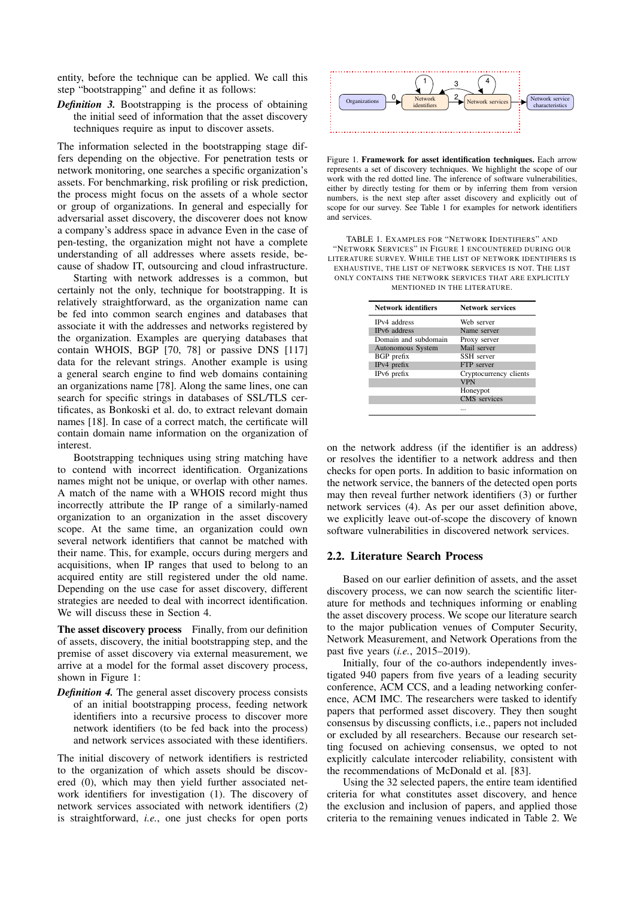entity, before the technique can be applied. We call this step "bootstrapping" and define it as follows:

***Definition 3.*** Bootstrapping is the process of obtaining the initial seed of information that the asset discovery techniques require as input to discover assets.

The information selected in the bootstrapping stage differs depending on the objective. For penetration tests or network monitoring, one searches a specific organization's assets. For benchmarking, risk profiling or risk prediction, the process might focus on the assets of a whole sector or group of organizations. In general and especially for adversarial asset discovery, the discoverer does not know a company's address space in advance Even in the case of pen-testing, the organization might not have a complete understanding of all addresses where assets reside, because of shadow IT, outsourcing and cloud infrastructure.

Starting with network addresses is a common, but certainly not the only, technique for bootstrapping. It is relatively straightforward, as the organization name can be fed into common search engines and databases that associate it with the addresses and networks registered by the organization. Examples are querying databases that contain WHOIS, BGP [70, 78] or passive DNS [117] data for the relevant strings. Another example is using a general search engine to find web domains containing an organizations name [78]. Along the same lines, one can search for specific strings in databases of SSL/TLS certificates, as Bonkoski et al. do, to extract relevant domain names [18]. In case of a correct match, the certificate will contain domain name information on the organization of interest.

Bootstrapping techniques using string matching have to contend with incorrect identification. Organizations names might not be unique, or overlap with other names. A match of the name with a WHOIS record might thus incorrectly attribute the IP range of a similarly-named organization to an organization in the asset discovery scope. At the same time, an organization could own several network identifiers that cannot be matched with their name. This, for example, occurs during mergers and acquisitions, when IP ranges that used to belong to an acquired entity are still registered under the old name. Depending on the use case for asset discovery, different strategies are needed to deal with incorrect identification. We will discuss these in Section 4.

**The asset discovery process** Finally, from our definition of assets, discovery, the initial bootstrapping step, and the premise of asset discovery via external measurement, we arrive at a model for the formal asset discovery process, shown in Figure 1:

***Definition 4.*** The general asset discovery process consists of an initial bootstrapping process, feeding network identifiers into a recursive process to discover more network identifiers (to be fed back into the process) and network services associated with these identifiers.

The initial discovery of network identifiers is restricted to the organization of which assets should be discovered (0), which may then yield further associated network identifiers for investigation (1). The discovery of network services associated with network identifiers (2) is straightforward, *i.e.*, one just checks for open ports on the network address (if the identifier is an address) or resolves the identifier to a network address and then checks for open ports. In addition to basic information on the network service, the banners of the detected open ports may then reveal further network identifiers (3) or further network services (4). As per our asset definition above, we explicitly leave out-of-scope the discovery of known software vulnerabilities in discovered network services.

Organizations →(0) Network identifiers (↺1) →(2) Network services (↺4) →(3, back to Network identifiers) → Network service characteristics

Figure 1. **Framework for asset identification techniques.** Each arrow represents a set of discovery techniques. We highlight the scope of our work with the red dotted line. The inference of software vulnerabilities, either by directly testing for them or by inferring them from version numbers, is the next step after asset discovery and explicitly out of scope for our survey. See Table 1 for examples for network identifiers and services.

TABLE 1. EXAMPLES FOR "NETWORK IDENTIFIERS" AND "NETWORK SERVICES" IN FIGURE 1 ENCOUNTERED DURING OUR LITERATURE SURVEY. WHILE THE LIST OF NETWORK IDENTIFIERS IS EXHAUSTIVE, THE LIST OF NETWORK SERVICES IS NOT. THE LIST ONLY CONTAINS THE NETWORK SERVICES THAT ARE EXPLICITLY MENTIONED IN THE LITERATURE.

| Network identifiers | Network services |
|---|---|
| IPv4 address | Web server |
| IPv6 address | Name server |
| Domain and subdomain | Proxy server |
| Autonomous System | Mail server |
| BGP prefix | SSH server |
| IPv4 prefix | FTP server |
| IPv6 prefix | Cryptocurrency clients |
| | VPN |
| | Honeypot |
| | CMS services |
| | ... |

## 2.2. Literature Search Process

Based on our earlier definition of assets, and the asset discovery process, we can now search the scientific literature for methods and techniques informing or enabling the asset discovery process. We scope our literature search to the major publication venues of Computer Security, Network Measurement, and Network Operations from the past five years (*i.e.*, 2015–2019).

Initially, four of the co-authors independently investigated 940 papers from five years of a leading security conference, ACM CCS, and a leading networking conference, ACM IMC. The researchers were tasked to identify papers that performed asset discovery. They then sought consensus by discussing conflicts, i.e., papers not included or excluded by all researchers. Because our research setting focused on achieving consensus, we opted to not explicitly calculate intercoder reliability, consistent with the recommendations of McDonald et al. [83].

Using the 32 selected papers, the entire team identified criteria for what constitutes asset discovery, and hence the exclusion and inclusion of papers, and applied those criteria to the remaining venues indicated in Table 2. We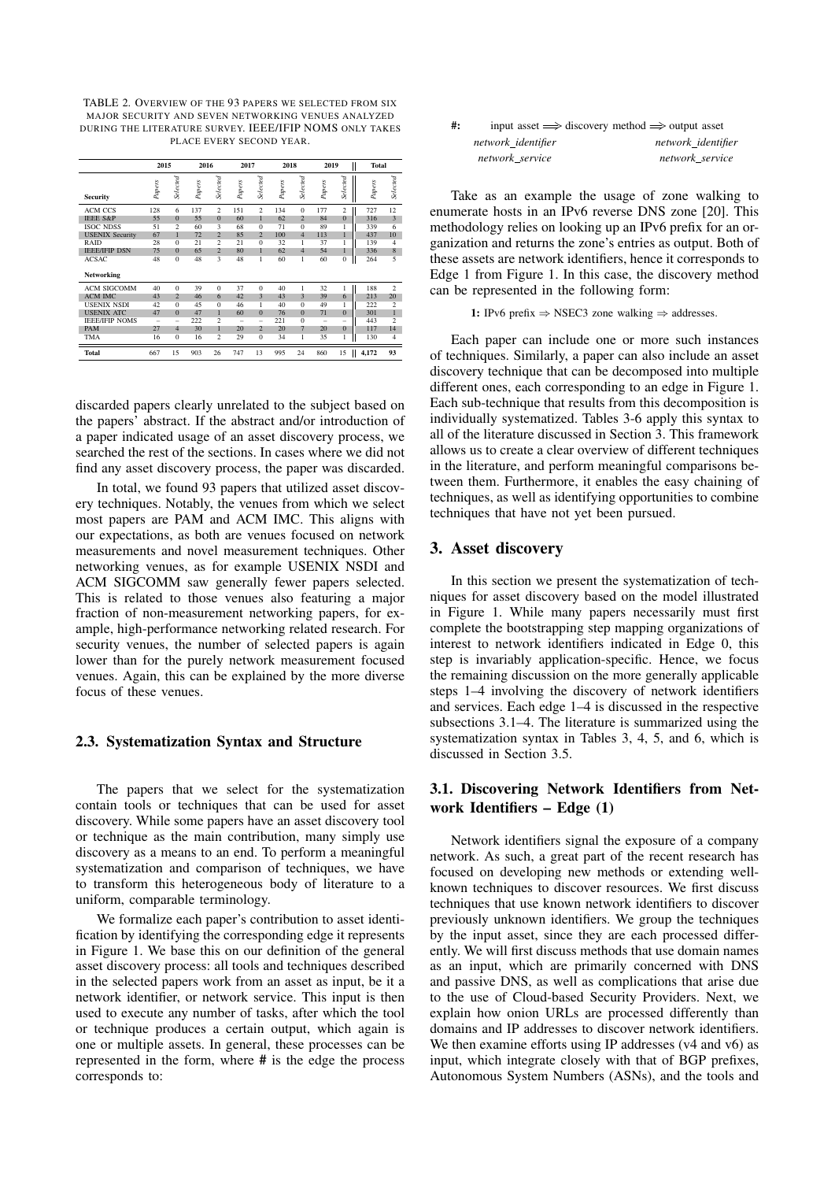TABLE 2. OVERVIEW OF THE 93 PAPERS WE SELECTED FROM SIX MAJOR SECURITY AND SEVEN NETWORKING VENUES ANALYZED DURING THE LITERATURE SURVEY. IEEE/IFIP NOMS ONLY TAKES PLACE EVERY SECOND YEAR.

| | 2015 | | 2016 | | 2017 | | 2018 | | 2019 | | Total | |
|---|---|---|---|---|---|---|---|---|---|---|---|---|
| **Security** | *Papers* | *Selected* | *Papers* | *Selected* | *Papers* | *Selected* | *Papers* | *Selected* | *Papers* | *Selected* | *Papers* | *Selected* |
| ACM CCS | 128 | 6 | 137 | 2 | 151 | 2 | 134 | 0 | 177 | 2 | 727 | 12 |
| IEEE S&P | 55 | 0 | 55 | 0 | 60 | 1 | 62 | 2 | 84 | 0 | 316 | 3 |
| ISOC NDSS | 51 | 2 | 60 | 3 | 68 | 0 | 71 | 0 | 89 | 1 | 339 | 6 |
| USENIX Security | 67 | 1 | 72 | 2 | 85 | 2 | 100 | 4 | 113 | 1 | 437 | 10 |
| RAID | 28 | 0 | 21 | 2 | 21 | 0 | 32 | 1 | 37 | 1 | 139 | 4 |
| IEEE/IFIP DSN | 75 | 0 | 65 | 2 | 80 | 1 | 62 | 4 | 54 | 1 | 336 | 8 |
| ACSAC | 48 | 0 | 48 | 3 | 48 | 1 | 60 | 1 | 60 | 0 | 264 | 5 |
| **Networking** | | | | | | | | | | | | |
| ACM SIGCOMM | 40 | 0 | 39 | 0 | 37 | 0 | 40 | 1 | 32 | 1 | 188 | 2 |
| ACM IMC | 43 | 2 | 46 | 6 | 42 | 3 | 43 | 3 | 39 | 6 | 213 | 20 |
| USENIX NSDI | 42 | 0 | 45 | 0 | 46 | 1 | 40 | 0 | 49 | 1 | 222 | 2 |
| USENIX ATC | 47 | 0 | 47 | 1 | 60 | 0 | 76 | 0 | 71 | 0 | 301 | 1 |
| IEEE/IFIP NOMS | – | – | 222 | 2 | – | – | 221 | 0 | – | – | 443 | 2 |
| PAM | 27 | 4 | 30 | 1 | 20 | 2 | 20 | 7 | 20 | 0 | 117 | 14 |
| TMA | 16 | 0 | 16 | 2 | 29 | 0 | 34 | 1 | 35 | 1 | 130 | 4 |
| **Total** | 667 | 15 | 903 | 26 | 747 | 13 | 995 | 24 | 860 | 15 | **4,172** | **93** |

discarded papers clearly unrelated to the subject based on the papers' abstract. If the abstract and/or introduction of a paper indicated usage of an asset discovery process, we searched the rest of the sections. In cases where we did not find any asset discovery process, the paper was discarded.

In total, we found 93 papers that utilized asset discovery techniques. Notably, the venues from which we select most papers are PAM and ACM IMC. This aligns with our expectations, as both are venues focused on network measurements and novel measurement techniques. Other networking venues, as for example USENIX NSDI and ACM SIGCOMM saw generally fewer papers selected. This is related to those venues also featuring a major fraction of non-measurement networking papers, for example, high-performance networking related research. For security venues, the number of selected papers is again lower than for the purely network measurement focused venues. Again, this can be explained by the more diverse focus of these venues.

### 2.3. Systematization Syntax and Structure

The papers that we select for the systematization contain tools or techniques that can be used for asset discovery. While some papers have an asset discovery tool or technique as the main contribution, many simply use discovery as a means to an end. To perform a meaningful systematization and comparison of techniques, we have to transform this heterogeneous body of literature to a uniform, comparable terminology.

We formalize each paper's contribution to asset identification by identifying the corresponding edge it represents in Figure 1. We base this on our definition of the general asset discovery process: all tools and techniques described in the selected papers work from an asset as input, be it a network identifier, or network service. This input is then used to execute any number of tasks, after which the tool or technique produces a certain output, which again is one or multiple assets. In general, these processes can be represented in the form, where **#** is the edge the process corresponds to:

**#:** input asset $\Longrightarrow$ discovery method $\Longrightarrow$ output asset

*network_identifier* &nbsp;&nbsp;&nbsp;&nbsp; *network_identifier*

*network_service* &nbsp;&nbsp;&nbsp;&nbsp; *network_service*

Take as an example the usage of zone walking to enumerate hosts in an IPv6 reverse DNS zone [20]. This methodology relies on looking up an IPv6 prefix for an organization and returns the zone's entries as output. Both of these assets are network identifiers, hence it corresponds to Edge 1 from Figure 1. In this case, the discovery method can be represented in the following form:

**1:** IPv6 prefix $\Rightarrow$ NSEC3 zone walking $\Rightarrow$ addresses.

Each paper can include one or more such instances of techniques. Similarly, a paper can also include an asset discovery technique that can be decomposed into multiple different ones, each corresponding to an edge in Figure 1. Each sub-technique that results from this decomposition is individually systematized. Tables 3-6 apply this syntax to all of the literature discussed in Section 3. This framework allows us to create a clear overview of different techniques in the literature, and perform meaningful comparisons between them. Furthermore, it enables the easy chaining of techniques, as well as identifying opportunities to combine techniques that have not yet been pursued.

## 3. Asset discovery

In this section we present the systematization of techniques for asset discovery based on the model illustrated in Figure 1. While many papers necessarily must first complete the bootstrapping step mapping organizations of interest to network identifiers indicated in Edge 0, this step is invariably application-specific. Hence, we focus the remaining discussion on the more generally applicable steps 1–4 involving the discovery of network identifiers and services. Each edge 1–4 is discussed in the respective subsections 3.1–4. The literature is summarized using the systematization syntax in Tables 3, 4, 5, and 6, which is discussed in Section 3.5.

### 3.1. Discovering Network Identifiers from Network Identifiers – Edge (1)

Network identifiers signal the exposure of a company network. As such, a great part of the recent research has focused on developing new methods or extending well-known techniques to discover resources. We first discuss techniques that use known network identifiers to discover previously unknown identifiers. We group the techniques by the input asset, since they are each processed differently. We will first discuss methods that use domain names as an input, which are primarily concerned with DNS and passive DNS, as well as complications that arise due to the use of Cloud-based Security Providers. Next, we explain how onion URLs are processed differently than domains and IP addresses to discover network identifiers. We then examine efforts using IP addresses (v4 and v6) as input, which integrate closely with that of BGP prefixes, Autonomous System Numbers (ASNs), and the tools and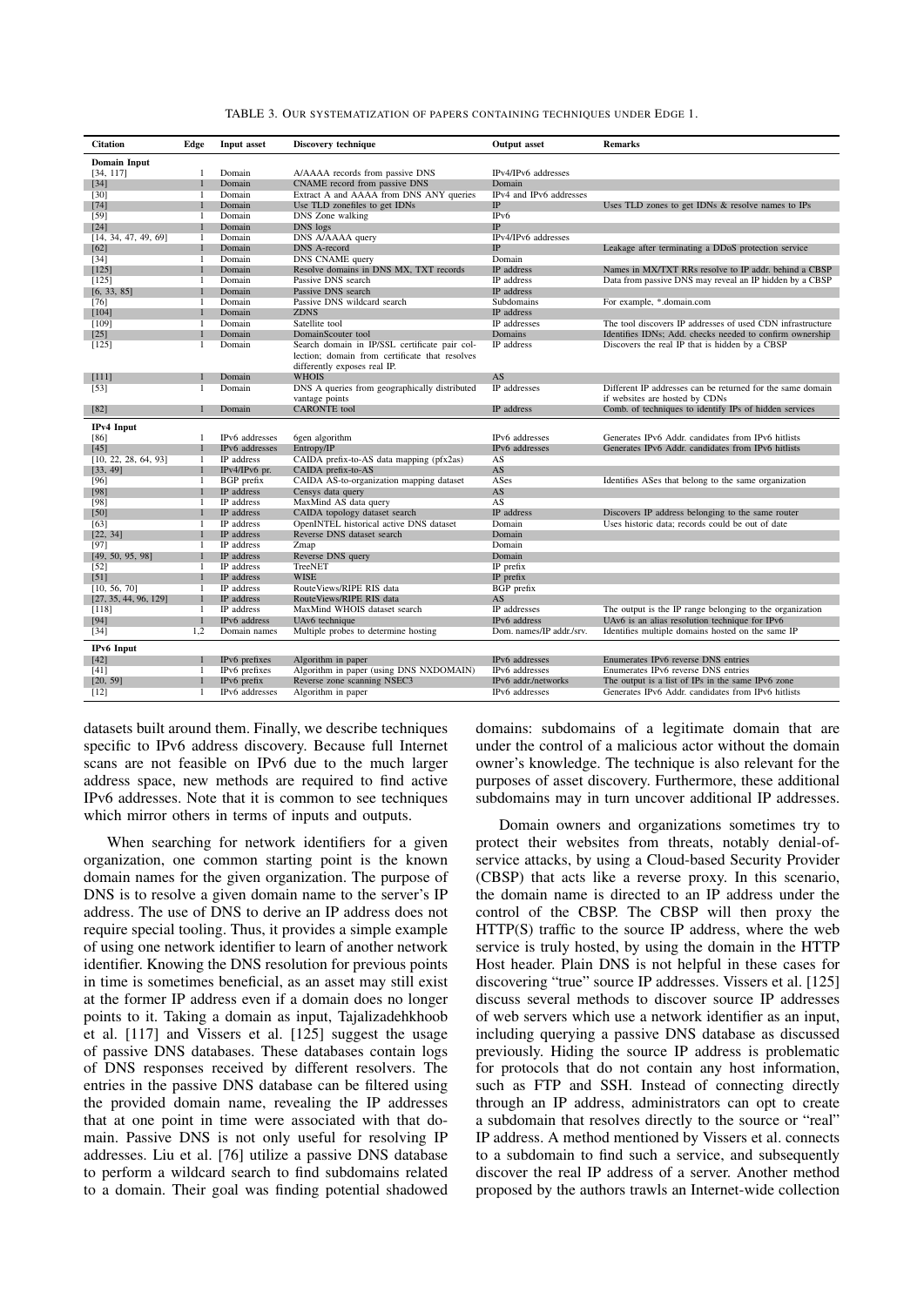TABLE 3. OUR SYSTEMATIZATION OF PAPERS CONTAINING TECHNIQUES UNDER EDGE 1.

| Citation | Edge | Input asset | Discovery technique | Output asset | Remarks |
|---|---|---|---|---|---|
| **Domain Input** | | | | | |
| [34, 117] | 1 | Domain | A/AAAA records from passive DNS | IPv4/IPv6 addresses | |
| [34] | 1 | Domain | CNAME record from passive DNS | Domain | |
| [30] | 1 | Domain | Extract A and AAAA from DNS ANY queries | IPv4 and IPv6 addresses | |
| [74] | 1 | Domain | Use TLD zonefiles to get IDNs | IP | Uses TLD zones to get IDNs & resolve names to IPs |
| [59] | 1 | Domain | DNS Zone walking | IPv6 | |
| [24] | 1 | Domain | DNS logs | IP | |
| [14, 34, 47, 49, 69] | 1 | Domain | DNS A/AAAA query | IPv4/IPv6 addresses | |
| [62] | 1 | Domain | DNS A-record | IP | Leakage after terminating a DDoS protection service |
| [34] | 1 | Domain | DNS CNAME query | Domain | |
| [125] | 1 | Domain | Resolve domains in DNS MX, TXT records | IP address | Names in MX/TXT RRs resolve to IP addr. behind a CBSP |
| [125] | 1 | Domain | Passive DNS search | IP address | Data from passive DNS may reveal an IP hidden by a CBSP |
| [6, 33, 85] | 1 | Domain | Passive DNS search | IP address | |
| [76] | 1 | Domain | Passive DNS wildcard search | Subdomains | For example, *.domain.com |
| [104] | 1 | Domain | ZDNS | IP address | |
| [109] | 1 | Domain | Satellite tool | IP addresses | The tool discovers IP addresses of used CDN infrastructure |
| [25] | 1 | Domain | DomainScouter tool | Domains | Identifies IDNs; Add. checks needed to confirm ownership |
| [125] | 1 | Domain | Search domain in IP/SSL certificate pair collection; domain from certificate that resolves differently exposes real IP. | IP address | Discovers the real IP that is hidden by a CBSP |
| [111] | 1 | Domain | WHOIS | AS | |
| [53] | 1 | Domain | DNS A queries from geographically distributed vantage points | IP addresses | Different IP addresses can be returned for the same domain if websites are hosted by CDNs |
| [82] | 1 | Domain | CARONTE tool | IP address | Comb. of techniques to identify IPs of hidden services |
| **IPv4 Input** | | | | | |
| [86] | 1 | IPv6 addresses | 6gen algorithm | IPv6 addresses | Generates IPv6 Addr. candidates from IPv6 hitlists |
| [45] | 1 | IPv6 addresses | Entropy/IP | IPv6 addresses | Generates IPv6 Addr. candidates from IPv6 hitlists |
| [10, 22, 28, 64, 93] | 1 | IP address | CAIDA prefix-to-AS data mapping (pfx2as) | AS | |
| [33, 49] | 1 | IPv4/IPv6 pr. | CAIDA prefix-to-AS | AS | |
| [96] | 1 | BGP prefix | CAIDA AS-to-organization mapping dataset | ASes | Identifies ASes that belong to the same organization |
| [98] | 1 | IP address | Censys data query | AS | |
| [98] | 1 | IP address | MaxMind AS data query | AS | |
| [50] | 1 | IP address | CAIDA topology dataset search | IP address | Discovers IP address belonging to the same router |
| [63] | 1 | IP address | OpenINTEL historical active DNS dataset | Domain | Uses historic data; records could be out of date |
| [22, 34] | 1 | IP address | Reverse DNS dataset search | Domain | |
| [97] | 1 | IP address | Zmap | Domain | |
| [49, 50, 95, 98] | 1 | IP address | Reverse DNS query | Domain | |
| [52] | 1 | IP address | TreeNET | IP prefix | |
| [51] | 1 | IP address | WISE | IP prefix | |
| [10, 56, 70] | 1 | IP address | RouteViews/RIPE RIS data | BGP prefix | |
| [27, 35, 44, 96, 129] | 1 | IP address | RouteViews/RIPE RIS data | AS | |
| [118] | 1 | IP address | MaxMind WHOIS dataset search | IP addresses | The output is the IP range belonging to the organization |
| [94] | 1 | IPv6 address | UAv6 technique | IPv6 address | UAv6 is an alias resolution technique for IPv6 |
| [34] | 1,2 | Domain names | Multiple probes to determine hosting | Dom. names/IP addr./srv. | Identifies multiple domains hosted on the same IP |
| **IPv6 Input** | | | | | |
| [42] | 1 | IPv6 prefixes | Algorithm in paper | IPv6 addresses | Enumerates IPv6 reverse DNS entries |
| [41] | 1 | IPv6 prefixes | Algorithm in paper (using DNS NXDOMAIN) | IPv6 addresses | Enumerates IPv6 reverse DNS entries |
| [20, 59] | 1 | IPv6 prefix | Reverse zone scanning NSEC3 | IPv6 addr./networks | The output is a list of IPs in the same IPv6 zone |
| [12] | 1 | IPv6 addresses | Algorithm in paper | IPv6 addresses | Generates IPv6 Addr. candidates from IPv6 hitlists |

datasets built around them. Finally, we describe techniques specific to IPv6 address discovery. Because full Internet scans are not feasible on IPv6 due to the much larger address space, new methods are required to find active IPv6 addresses. Note that it is common to see techniques which mirror others in terms of inputs and outputs.

When searching for network identifiers for a given organization, one common starting point is the known domain names for the given organization. The purpose of DNS is to resolve a given domain name to the server's IP address. The use of DNS to derive an IP address does not require special tooling. Thus, it provides a simple example of using one network identifier to learn of another network identifier. Knowing the DNS resolution for previous points in time is sometimes beneficial, as an asset may still exist at the former IP address even if a domain does no longer points to it. Taking a domain as input, Tajalizadehkhoob et al. [117] and Vissers et al. [125] suggest the usage of passive DNS databases. These databases contain logs of DNS responses received by different resolvers. The entries in the passive DNS database can be filtered using the provided domain name, revealing the IP addresses that at one point in time were associated with that domain. Passive DNS is not only useful for resolving IP addresses. Liu et al. [76] utilize a passive DNS database to perform a wildcard search to find subdomains related to a domain. Their goal was finding potential shadowed domains: subdomains of a legitimate domain that are under the control of a malicious actor without the domain owner's knowledge. The technique is also relevant for the purposes of asset discovery. Furthermore, these additional subdomains may in turn uncover additional IP addresses.

Domain owners and organizations sometimes try to protect their websites from threats, notably denial-of-service attacks, by using a Cloud-based Security Provider (CBSP) that acts like a reverse proxy. In this scenario, the domain name is directed to an IP address under the control of the CBSP. The CBSP will then proxy the HTTP(S) traffic to the source IP address, where the web service is truly hosted, by using the domain in the HTTP Host header. Plain DNS is not helpful in these cases for discovering "true" source IP addresses. Vissers et al. [125] discuss several methods to discover source IP addresses of web servers which use a network identifier as an input, including querying a passive DNS database as discussed previously. Hiding the source IP address is problematic for protocols that do not contain any host information, such as FTP and SSH. Instead of connecting directly through an IP address, administrators can opt to create a subdomain that resolves directly to the source or "real" IP address. A method mentioned by Vissers et al. connects to a subdomain to find such a service, and subsequently discover the real IP address of a server. Another method proposed by the authors trawls an Internet-wide collection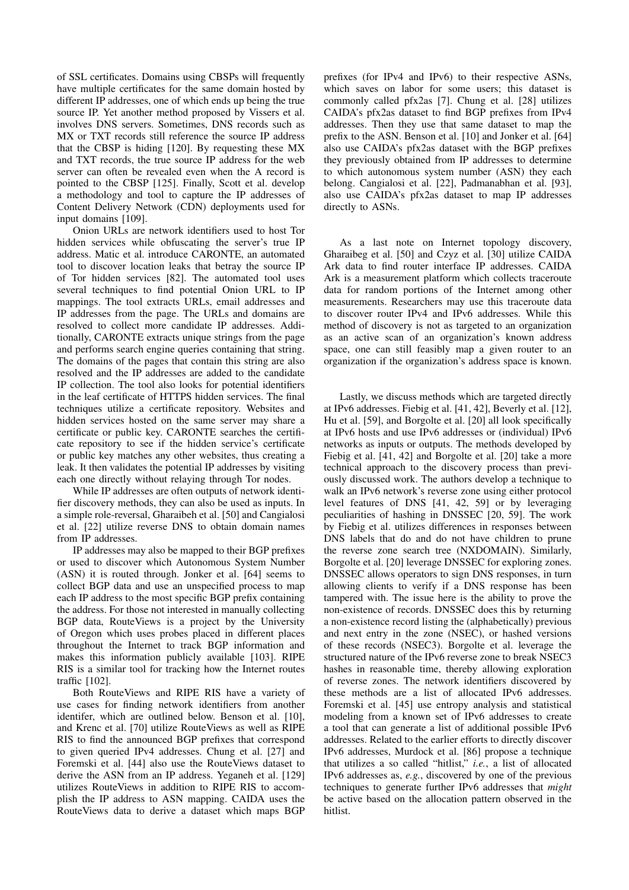of SSL certificates. Domains using CBSPs will frequently have multiple certificates for the same domain hosted by different IP addresses, one of which ends up being the true source IP. Yet another method proposed by Vissers et al. involves DNS servers. Sometimes, DNS records such as MX or TXT records still reference the source IP address that the CBSP is hiding [120]. By requesting these MX and TXT records, the true source IP address for the web server can often be revealed even when the A record is pointed to the CBSP [125]. Finally, Scott et al. develop a methodology and tool to capture the IP addresses of Content Delivery Network (CDN) deployments used for input domains [109].

Onion URLs are network identifiers used to host Tor hidden services while obfuscating the server's true IP address. Matic et al. introduce CARONTE, an automated tool to discover location leaks that betray the source IP of Tor hidden services [82]. The automated tool uses several techniques to find potential Onion URL to IP mappings. The tool extracts URLs, email addresses and IP addresses from the page. The URLs and domains are resolved to collect more candidate IP addresses. Additionally, CARONTE extracts unique strings from the page and performs search engine queries containing that string. The domains of the pages that contain this string are also resolved and the IP addresses are added to the candidate IP collection. The tool also looks for potential identifiers in the leaf certificate of HTTPS hidden services. The final techniques utilize a certificate repository. Websites and hidden services hosted on the same server may share a certificate or public key. CARONTE searches the certificate repository to see if the hidden service's certificate or public key matches any other websites, thus creating a leak. It then validates the potential IP addresses by visiting each one directly without relaying through Tor nodes.

While IP addresses are often outputs of network identifier discovery methods, they can also be used as inputs. In a simple role-reversal, Gharaibeh et al. [50] and Cangialosi et al. [22] utilize reverse DNS to obtain domain names from IP addresses.

IP addresses may also be mapped to their BGP prefixes or used to discover which Autonomous System Number (ASN) it is routed through. Jonker et al. [64] seems to collect BGP data and use an unspecified process to map each IP address to the most specific BGP prefix containing the address. For those not interested in manually collecting BGP data, RouteViews is a project by the University of Oregon which uses probes placed in different places throughout the Internet to track BGP information and makes this information publicly available [103]. RIPE RIS is a similar tool for tracking how the Internet routes traffic [102].

Both RouteViews and RIPE RIS have a variety of use cases for finding network identifiers from another identifer, which are outlined below. Benson et al. [10], and Krenc et al. [70] utilize RouteViews as well as RIPE RIS to find the announced BGP prefixes that correspond to given queried IPv4 addresses. Chung et al. [27] and Foremski et al. [44] also use the RouteViews dataset to derive the ASN from an IP address. Yeganeh et al. [129] utilizes RouteViews in addition to RIPE RIS to accomplish the IP address to ASN mapping. CAIDA uses the RouteViews data to derive a dataset which maps BGP prefixes (for IPv4 and IPv6) to their respective ASNs, which saves on labor for some users; this dataset is commonly called pfx2as [7]. Chung et al. [28] utilizes CAIDA's pfx2as dataset to find BGP prefixes from IPv4 addresses. Then they use that same dataset to map the prefix to the ASN. Benson et al. [10] and Jonker et al. [64] also use CAIDA's pfx2as dataset with the BGP prefixes they previously obtained from IP addresses to determine to which autonomous system number (ASN) they each belong. Cangialosi et al. [22], Padmanabhan et al. [93], also use CAIDA's pfx2as dataset to map IP addresses directly to ASNs.

As a last note on Internet topology discovery, Gharaibeg et al. [50] and Czyz et al. [30] utilize CAIDA Ark data to find router interface IP addresses. CAIDA Ark is a measurement platform which collects traceroute data for random portions of the Internet among other measurements. Researchers may use this traceroute data to discover router IPv4 and IPv6 addresses. While this method of discovery is not as targeted to an organization as an active scan of an organization's known address space, one can still feasibly map a given router to an organization if the organization's address space is known.

Lastly, we discuss methods which are targeted directly at IPv6 addresses. Fiebig et al. [41, 42], Beverly et al. [12], Hu et al. [59], and Borgolte et al. [20] all look specifically at IPv6 hosts and use IPv6 addresses or (individual) IPv6 networks as inputs or outputs. The methods developed by Fiebig et al. [41, 42] and Borgolte et al. [20] take a more technical approach to the discovery process than previously discussed work. The authors develop a technique to walk an IPv6 network's reverse zone using either protocol level features of DNS [41, 42, 59] or by leveraging peculiarities of hashing in DNSSEC [20, 59]. The work by Fiebig et al. utilizes differences in responses between DNS labels that do and do not have children to prune the reverse zone search tree (NXDOMAIN). Similarly, Borgolte et al. [20] leverage DNSSEC for exploring zones. DNSSEC allows operators to sign DNS responses, in turn allowing clients to verify if a DNS response has been tampered with. The issue here is the ability to prove the non-existence of records. DNSSEC does this by returning a non-existence record listing the (alphabetically) previous and next entry in the zone (NSEC), or hashed versions of these records (NSEC3). Borgolte et al. leverage the structured nature of the IPv6 reverse zone to break NSEC3 hashes in reasonable time, thereby allowing exploration of reverse zones. The network identifiers discovered by these methods are a list of allocated IPv6 addresses. Foremski et al. [45] use entropy analysis and statistical modeling from a known set of IPv6 addresses to create a tool that can generate a list of additional possible IPv6 addresses. Related to the earlier efforts to directly discover IPv6 addresses, Murdock et al. [86] propose a technique that utilizes a so called "hitlist," *i.e.*, a list of allocated IPv6 addresses as, *e.g.*, discovered by one of the previous techniques to generate further IPv6 addresses that *might* be active based on the allocation pattern observed in the hitlist.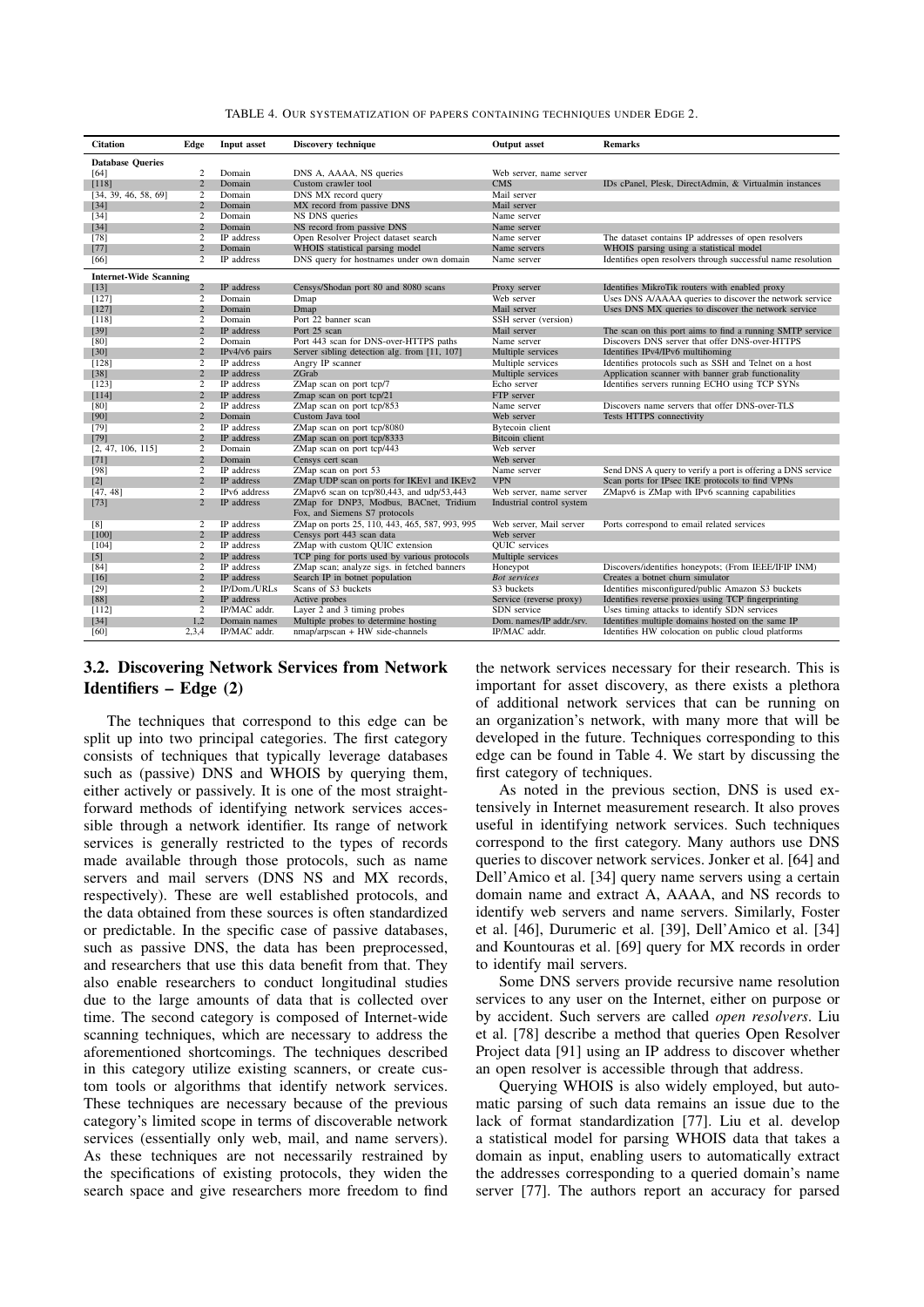TABLE 4. OUR SYSTEMATIZATION OF PAPERS CONTAINING TECHNIQUES UNDER EDGE 2.

| Citation | Edge | Input asset | Discovery technique | Output asset | Remarks |
|---|---|---|---|---|---|
| **Database Queries** | | | | | |
| [64] | 2 | Domain | DNS A, AAAA, NS queries | Web server, name server | |
| [118] | 2 | Domain | Custom crawler tool | CMS | IDs cPanel, Plesk, DirectAdmin, & Virtualmin instances |
| [34, 39, 46, 58, 69] | 2 | Domain | DNS MX record query | Mail server | |
| [34] | 2 | Domain | MX record from passive DNS | Mail server | |
| [34] | 2 | Domain | NS DNS queries | Name server | |
| [34] | 2 | Domain | NS record from passive DNS | Name server | |
| [78] | 2 | IP address | Open Resolver Project dataset search | Name server | The dataset contains IP addresses of open resolvers |
| [77] | 2 | Domain | WHOIS statistical parsing model | Name servers | WHOIS parsing using a statistical model |
| [66] | 2 | IP address | DNS query for hostnames under own domain | Name server | Identifies open resolvers through successful name resolution |
| **Internet-Wide Scanning** | | | | | |
| [13] | 2 | IP address | Censys/Shodan port 80 and 8080 scans | Proxy server | Identifies MikroTik routers with enabled proxy |
| [127] | 2 | Domain | Dmap | Web server | Uses DNS A/AAAA queries to discover the network service |
| [127] | 2 | Domain | Dmap | Mail server | Uses DNS MX queries to discover the network service |
| [118] | 2 | Domain | Port 22 banner scan | SSH server (version) | |
| [39] | 2 | IP address | Port 25 scan | Mail server | The scan on this port aims to find a running SMTP service |
| [80] | 2 | Domain | Port 443 scan for DNS-over-HTTPS paths | Name server | Discovers DNS server that offer DNS-over-HTTPS |
| [30] | 2 | IPv4/v6 pairs | Server sibling detection alg. from [11, 107] | Multiple services | Identifies IPv4/IPv6 multihoming |
| [128] | 2 | IP address | Angry IP scanner | Multiple services | Identifies protocols such as SSH and Telnet on a host |
| [38] | 2 | IP address | ZGrab | Multiple services | Application scanner with banner grab functionality |
| [123] | 2 | IP address | ZMap scan on port tcp/7 | Echo server | Identifies servers running ECHO using TCP SYNs |
| [114] | 2 | IP address | Zmap scan on port tcp/21 | FTP server | |
| [80] | 2 | IP address | ZMap scan on port tcp/853 | Name server | Discovers name servers that offer DNS-over-TLS |
| [90] | 2 | Domain | Custom Java tool | Web server | Tests HTTPS connectivity |
| [79] | 2 | IP address | ZMap scan on port tcp/8080 | Bytecoin client | |
| [79] | 2 | IP address | ZMap scan on port tcp/8333 | Bitcoin client | |
| [2, 47, 106, 115] | 2 | Domain | ZMap scan on port tcp/443 | Web server | |
| [71] | 2 | Domain | Censys cert scan | Web server | |
| [98] | 2 | IP address | ZMap scan on port 53 | Name server | Send DNS A query to verify a port is offering a DNS service |
| [2] | 2 | IP address | ZMap UDP scan on ports for IKEv1 and IKEv2 | VPN | Scan ports for IPsec IKE protocols to find VPNs |
| [47, 48] | 2 | IPv6 address | ZMapv6 scan on tcp/80,443, and udp/53,443 | Web server, name server | ZMapv6 is ZMap with IPv6 scanning capabilities |
| [73] | 2 | IP address | ZMap for DNP3, Modbus, BACnet, Tridium Fox, and Siemens S7 protocols | Industrial control system | |
| [8] | 2 | IP address | ZMap on ports 25, 110, 443, 465, 587, 993, 995 | Web server, Mail server | Ports correspond to email related services |
| [100] | 2 | IP address | Censys port 443 scan data | Web server | |
| [104] | 2 | IP address | ZMap with custom QUIC extension | QUIC services | |
| [5] | 2 | IP address | TCP ping for ports used by various protocols | Multiple services | |
| [84] | 2 | IP address | ZMap scan; analyze sigs. in fetched banners | Honeypot | Discovers/identifies honeypots; (From IEEE/IFIP INM) |
| [16] | 2 | IP address | Search IP in botnet population | *Bot services* | Creates a botnet churn simulator |
| [29] | 2 | IP/Dom./URLs | Scans of S3 buckets | S3 buckets | Identifies misconfigured/public Amazon S3 buckets |
| [88] | 2 | IP address | Active probes | Service (reverse proxy) | Identifies reverse proxies using TCP fingerprinting |
| [112] | 2 | IP/MAC addr. | Layer 2 and 3 timing probes | SDN service | Uses timing attacks to identify SDN services |
| [34] | 1,2 | Domain names | Multiple probes to determine hosting | Dom. names/IP addr./srv. | Identifies multiple domains hosted on the same IP |
| [60] | 2,3,4 | IP/MAC addr. | nmap/arpscan + HW side-channels | IP/MAC addr. | Identifies HW colocation on public cloud platforms |

### 3.2. Discovering Network Services from Network Identifiers – Edge (2)

The techniques that correspond to this edge can be split up into two principal categories. The first category consists of techniques that typically leverage databases such as (passive) DNS and WHOIS by querying them, either actively or passively. It is one of the most straightforward methods of identifying network services accessible through a network identifier. Its range of network services is generally restricted to the types of records made available through those protocols, such as name servers and mail servers (DNS NS and MX records, respectively). These are well established protocols, and the data obtained from these sources is often standardized or predictable. In the specific case of passive databases, such as passive DNS, the data has been preprocessed, and researchers that use this data benefit from that. They also enable researchers to conduct longitudinal studies due to the large amounts of data that is collected over time. The second category is composed of Internet-wide scanning techniques, which are necessary to address the aforementioned shortcomings. The techniques described in this category utilize existing scanners, or create custom tools or algorithms that identify network services. These techniques are necessary because of the previous category's limited scope in terms of discoverable network services (essentially only web, mail, and name servers). As these techniques are not necessarily restrained by the specifications of existing protocols, they widen the search space and give researchers more freedom to find the network services necessary for their research. This is important for asset discovery, as there exists a plethora of additional network services that can be running on an organization's network, with many more that will be developed in the future. Techniques corresponding to this edge can be found in Table 4. We start by discussing the first category of techniques.

As noted in the previous section, DNS is used extensively in Internet measurement research. It also proves useful in identifying network services. Such techniques correspond to the first category. Many authors use DNS queries to discover network services. Jonker et al. [64] and Dell'Amico et al. [34] query name servers using a certain domain name and extract A, AAAA, and NS records to identify web servers and name servers. Similarly, Foster et al. [46], Durumeric et al. [39], Dell'Amico et al. [34] and Kountouras et al. [69] query for MX records in order to identify mail servers.

Some DNS servers provide recursive name resolution services to any user on the Internet, either on purpose or by accident. Such servers are called *open resolvers*. Liu et al. [78] describe a method that queries Open Resolver Project data [91] using an IP address to discover whether an open resolver is accessible through that address.

Querying WHOIS is also widely employed, but automatic parsing of such data remains an issue due to the lack of format standardization [77]. Liu et al. develop a statistical model for parsing WHOIS data that takes a domain as input, enabling users to automatically extract the addresses corresponding to a queried domain's name server [77]. The authors report an accuracy for parsed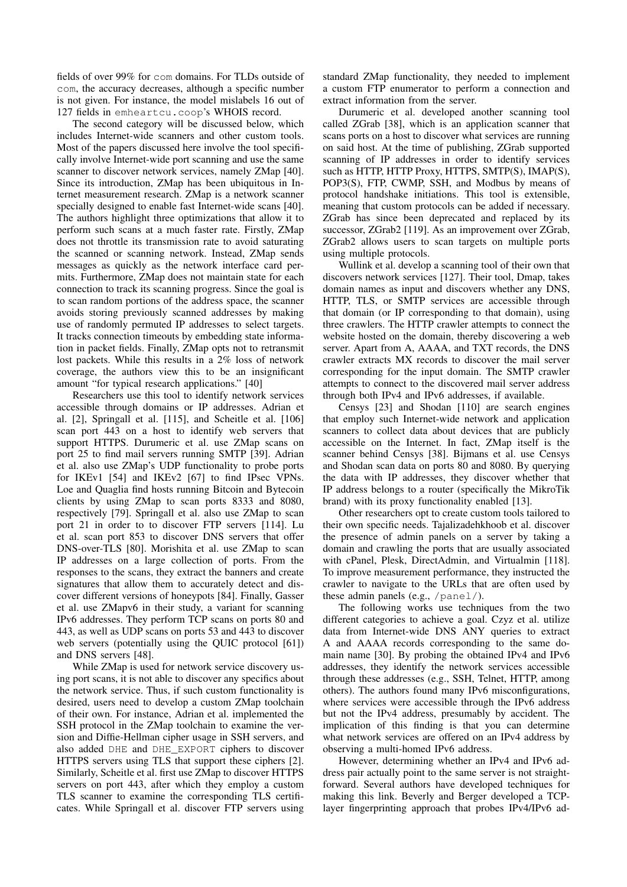fields of over 99% for com domains. For TLDs outside of com, the accuracy decreases, although a specific number is not given. For instance, the model mislabels 16 out of 127 fields in emheartcu.coop's WHOIS record.

The second category will be discussed below, which includes Internet-wide scanners and other custom tools. Most of the papers discussed here involve the tool specifically involve Internet-wide port scanning and use the same scanner to discover network services, namely ZMap [40]. Since its introduction, ZMap has been ubiquitous in Internet measurement research. ZMap is a network scanner specially designed to enable fast Internet-wide scans [40]. The authors highlight three optimizations that allow it to perform such scans at a much faster rate. Firstly, ZMap does not throttle its transmission rate to avoid saturating the scanned or scanning network. Instead, ZMap sends messages as quickly as the network interface card permits. Furthermore, ZMap does not maintain state for each connection to track its scanning progress. Since the goal is to scan random portions of the address space, the scanner avoids storing previously scanned addresses by making use of randomly permuted IP addresses to select targets. It tracks connection timeouts by embedding state information in packet fields. Finally, ZMap opts not to retransmit lost packets. While this results in a 2% loss of network coverage, the authors view this to be an insignificant amount "for typical research applications." [40]

Researchers use this tool to identify network services accessible through domains or IP addresses. Adrian et al. [2], Springall et al. [115], and Scheitle et al. [106] scan port 443 on a host to identify web servers that support HTTPS. Durumeric et al. use ZMap scans on port 25 to find mail servers running SMTP [39]. Adrian et al. also use ZMap's UDP functionality to probe ports for IKEv1 [54] and IKEv2 [67] to find IPsec VPNs. Loe and Quaglia find hosts running Bitcoin and Bytecoin clients by using ZMap to scan ports 8333 and 8080, respectively [79]. Springall et al. also use ZMap to scan port 21 in order to to discover FTP servers [114]. Lu et al. scan port 853 to discover DNS servers that offer DNS-over-TLS [80]. Morishita et al. use ZMap to scan IP addresses on a large collection of ports. From the responses to the scans, they extract the banners and create signatures that allow them to accurately detect and discover different versions of honeypots [84]. Finally, Gasser et al. use ZMapv6 in their study, a variant for scanning IPv6 addresses. They perform TCP scans on ports 80 and 443, as well as UDP scans on ports 53 and 443 to discover web servers (potentially using the QUIC protocol [61]) and DNS servers [48].

While ZMap is used for network service discovery using port scans, it is not able to discover any specifics about the network service. Thus, if such custom functionality is desired, users need to develop a custom ZMap toolchain of their own. For instance, Adrian et al. implemented the SSH protocol in the ZMap toolchain to examine the version and Diffie-Hellman cipher usage in SSH servers, and also added DHE and DHE_EXPORT ciphers to discover HTTPS servers using TLS that support these ciphers [2]. Similarly, Scheitle et al. first use ZMap to discover HTTPS servers on port 443, after which they employ a custom TLS scanner to examine the corresponding TLS certificates. While Springall et al. discover FTP servers using standard ZMap functionality, they needed to implement a custom FTP enumerator to perform a connection and extract information from the server.

Durumeric et al. developed another scanning tool called ZGrab [38], which is an application scanner that scans ports on a host to discover what services are running on said host. At the time of publishing, ZGrab supported scanning of IP addresses in order to identify services such as HTTP, HTTP Proxy, HTTPS, SMTP(S), IMAP(S), POP3(S), FTP, CWMP, SSH, and Modbus by means of protocol handshake initiations. This tool is extensible, meaning that custom protocols can be added if necessary. ZGrab has since been deprecated and replaced by its successor, ZGrab2 [119]. As an improvement over ZGrab, ZGrab2 allows users to scan targets on multiple ports using multiple protocols.

Wullink et al. develop a scanning tool of their own that discovers network services [127]. Their tool, Dmap, takes domain names as input and discovers whether any DNS, HTTP, TLS, or SMTP services are accessible through that domain (or IP corresponding to that domain), using three crawlers. The HTTP crawler attempts to connect the website hosted on the domain, thereby discovering a web server. Apart from A, AAAA, and TXT records, the DNS crawler extracts MX records to discover the mail server corresponding for the input domain. The SMTP crawler attempts to connect to the discovered mail server address through both IPv4 and IPv6 addresses, if available.

Censys [23] and Shodan [110] are search engines that employ such Internet-wide network and application scanners to collect data about devices that are publicly accessible on the Internet. In fact, ZMap itself is the scanner behind Censys [38]. Bijmans et al. use Censys and Shodan scan data on ports 80 and 8080. By querying the data with IP addresses, they discover whether that IP address belongs to a router (specifically the MikroTik brand) with its proxy functionality enabled [13].

Other researchers opt to create custom tools tailored to their own specific needs. Tajalizadehkhoob et al. discover the presence of admin panels on a server by taking a domain and crawling the ports that are usually associated with cPanel, Plesk, DirectAdmin, and Virtualmin [118]. To improve measurement performance, they instructed the crawler to navigate to the URLs that are often used by these admin panels (e.g., /panel/).

The following works use techniques from the two different categories to achieve a goal. Czyz et al. utilize data from Internet-wide DNS ANY queries to extract A and AAAA records corresponding to the same domain name [30]. By probing the obtained IPv4 and IPv6 addresses, they identify the network services accessible through these addresses (e.g., SSH, Telnet, HTTP, among others). The authors found many IPv6 misconfigurations, where services were accessible through the IPv6 address but not the IPv4 address, presumably by accident. The implication of this finding is that you can determine what network services are offered on an IPv4 address by observing a multi-homed IPv6 address.

However, determining whether an IPv4 and IPv6 address pair actually point to the same server is not straightforward. Several authors have developed techniques for making this link. Beverly and Berger developed a TCP-layer fingerprinting approach that probes IPv4/IPv6 ad-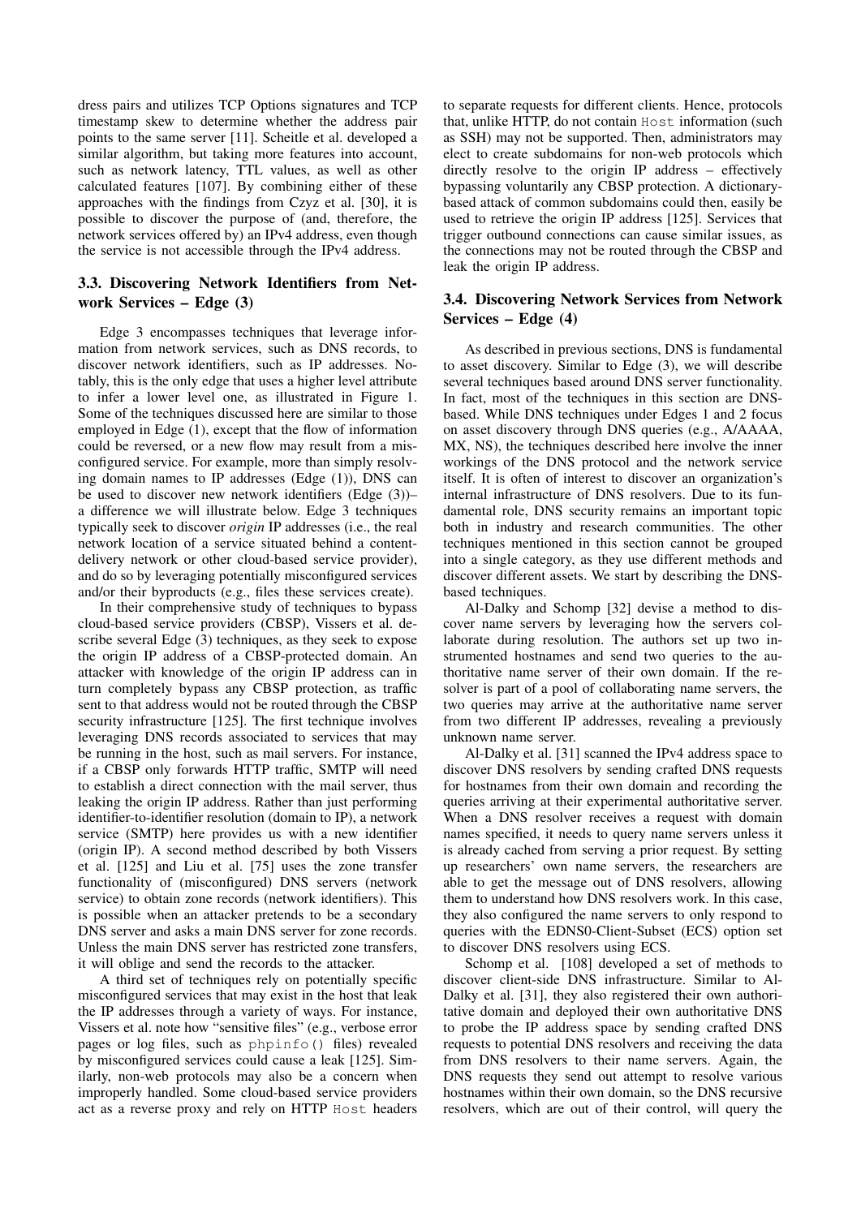dress pairs and utilizes TCP Options signatures and TCP timestamp skew to determine whether the address pair points to the same server [11]. Scheitle et al. developed a similar algorithm, but taking more features into account, such as network latency, TTL values, as well as other calculated features [107]. By combining either of these approaches with the findings from Czyz et al. [30], it is possible to discover the purpose of (and, therefore, the network services offered by) an IPv4 address, even though the service is not accessible through the IPv4 address.

### 3.3. Discovering Network Identifiers from Network Services – Edge (3)

Edge 3 encompasses techniques that leverage information from network services, such as DNS records, to discover network identifiers, such as IP addresses. Notably, this is the only edge that uses a higher level attribute to infer a lower level one, as illustrated in Figure 1. Some of the techniques discussed here are similar to those employed in Edge (1), except that the flow of information could be reversed, or a new flow may result from a misconfigured service. For example, more than simply resolving domain names to IP addresses (Edge (1)), DNS can be used to discover new network identifiers (Edge (3))– a difference we will illustrate below. Edge 3 techniques typically seek to discover *origin* IP addresses (i.e., the real network location of a service situated behind a content-delivery network or other cloud-based service provider), and do so by leveraging potentially misconfigured services and/or their byproducts (e.g., files these services create).

In their comprehensive study of techniques to bypass cloud-based service providers (CBSP), Vissers et al. describe several Edge (3) techniques, as they seek to expose the origin IP address of a CBSP-protected domain. An attacker with knowledge of the origin IP address can in turn completely bypass any CBSP protection, as traffic sent to that address would not be routed through the CBSP security infrastructure [125]. The first technique involves leveraging DNS records associated to services that may be running in the host, such as mail servers. For instance, if a CBSP only forwards HTTP traffic, SMTP will need to establish a direct connection with the mail server, thus leaking the origin IP address. Rather than just performing identifier-to-identifier resolution (domain to IP), a network service (SMTP) here provides us with a new identifier (origin IP). A second method described by both Vissers et al. [125] and Liu et al. [75] uses the zone transfer functionality of (misconfigured) DNS servers (network service) to obtain zone records (network identifiers). This is possible when an attacker pretends to be a secondary DNS server and asks a main DNS server for zone records. Unless the main DNS server has restricted zone transfers, it will oblige and send the records to the attacker.

A third set of techniques rely on potentially specific misconfigured services that may exist in the host that leak the IP addresses through a variety of ways. For instance, Vissers et al. note how "sensitive files" (e.g., verbose error pages or log files, such as `phpinfo()` files) revealed by misconfigured services could cause a leak [125]. Similarly, non-web protocols may also be a concern when improperly handled. Some cloud-based service providers act as a reverse proxy and rely on HTTP `Host` headers to separate requests for different clients. Hence, protocols that, unlike HTTP, do not contain `Host` information (such as SSH) may not be supported. Then, administrators may elect to create subdomains for non-web protocols which directly resolve to the origin IP address – effectively bypassing voluntarily any CBSP protection. A dictionary-based attack of common subdomains could then, easily be used to retrieve the origin IP address [125]. Services that trigger outbound connections can cause similar issues, as the connections may not be routed through the CBSP and leak the origin IP address.

### 3.4. Discovering Network Services from Network Services – Edge (4)

As described in previous sections, DNS is fundamental to asset discovery. Similar to Edge (3), we will describe several techniques based around DNS server functionality. In fact, most of the techniques in this section are DNS-based. While DNS techniques under Edges 1 and 2 focus on asset discovery through DNS queries (e.g., A/AAAA, MX, NS), the techniques described here involve the inner workings of the DNS protocol and the network service itself. It is often of interest to discover an organization's internal infrastructure of DNS resolvers. Due to its fundamental role, DNS security remains an important topic both in industry and research communities. The other techniques mentioned in this section cannot be grouped into a single category, as they use different methods and discover different assets. We start by describing the DNS-based techniques.

Al-Dalky and Schomp [32] devise a method to discover name servers by leveraging how the servers collaborate during resolution. The authors set up two instrumented hostnames and send two queries to the authoritative name server of their own domain. If the resolver is part of a pool of collaborating name servers, the two queries may arrive at the authoritative name server from two different IP addresses, revealing a previously unknown name server.

Al-Dalky et al. [31] scanned the IPv4 address space to discover DNS resolvers by sending crafted DNS requests for hostnames from their own domain and recording the queries arriving at their experimental authoritative server. When a DNS resolver receives a request with domain names specified, it needs to query name servers unless it is already cached from serving a prior request. By setting up researchers' own name servers, the researchers are able to get the message out of DNS resolvers, allowing them to understand how DNS resolvers work. In this case, they also configured the name servers to only respond to queries with the EDNS0-Client-Subset (ECS) option set to discover DNS resolvers using ECS.

Schomp et al. [108] developed a set of methods to discover client-side DNS infrastructure. Similar to Al-Dalky et al. [31], they also registered their own authoritative domain and deployed their own authoritative DNS to probe the IP address space by sending crafted DNS requests to potential DNS resolvers and receiving the data from DNS resolvers to their name servers. Again, the DNS requests they send out attempt to resolve various hostnames within their own domain, so the DNS recursive resolvers, which are out of their control, will query the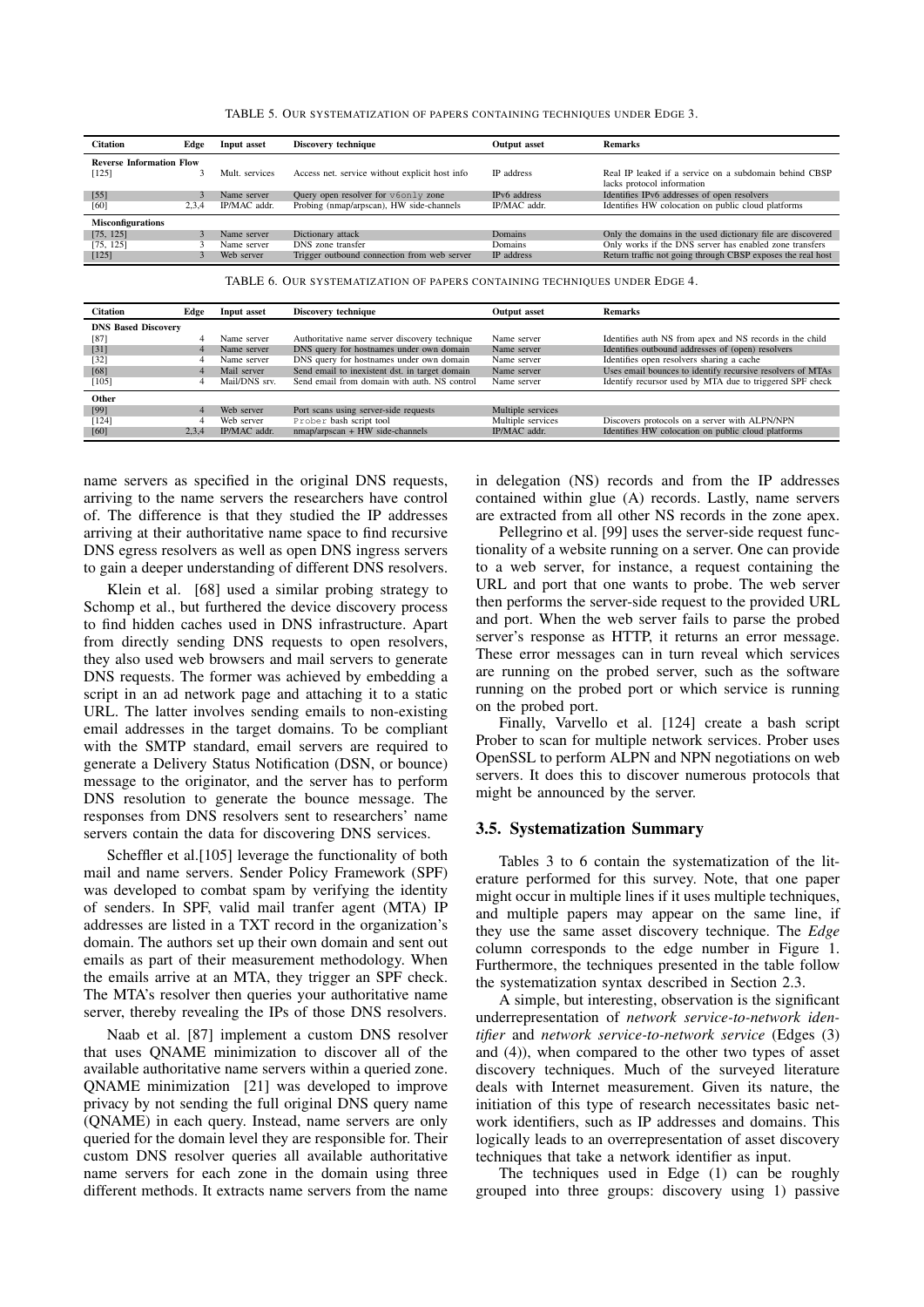TABLE 5. OUR SYSTEMATIZATION OF PAPERS CONTAINING TECHNIQUES UNDER EDGE 3.

| Citation | Edge | Input asset | Discovery technique | Output asset | Remarks |
|---|---|---|---|---|---|
| **Reverse Information Flow** | | | | | |
| [125] | 3 | Mult. services | Access net. service without explicit host info | IP address | Real IP leaked if a service on a subdomain behind CBSP lacks protocol information |
| [55] | 3 | Name server | Query open resolver for `v6only` zone | IPv6 address | Identifies IPv6 addresses of open resolvers |
| [60] | 2,3,4 | IP/MAC addr. | Probing (nmap/arpscan), HW side-channels | IP/MAC addr. | Identifies HW colocation on public cloud platforms |
| **Misconfigurations** | | | | | |
| [75, 125] | 3 | Name server | Dictionary attack | Domains | Only the domains in the used dictionary file are discovered |
| [75, 125] | 3 | Name server | DNS zone transfer | Domains | Only works if the DNS server has enabled zone transfers |
| [125] | 3 | Web server | Trigger outbound connection from web server | IP address | Return traffic not going through CBSP exposes the real host |

TABLE 6. OUR SYSTEMATIZATION OF PAPERS CONTAINING TECHNIQUES UNDER EDGE 4.

| Citation | Edge | Input asset | Discovery technique | Output asset | Remarks |
|---|---|---|---|---|---|
| **DNS Based Discovery** | | | | | |
| [87] | 4 | Name server | Authoritative name server discovery technique | Name server | Identifies auth NS from apex and NS records in the child |
| [31] | 4 | Name server | DNS query for hostnames under own domain | Name server | Identifies outbound addresses of (open) resolvers |
| [32] | 4 | Name server | DNS query for hostnames under own domain | Name server | Identifies open resolvers sharing a cache |
| [68] | 4 | Mail server | Send email to inexistent dst. in target domain | Name server | Uses email bounces to identify recursive resolvers of MTAs |
| [105] | 4 | Mail/DNS srv. | Send email from domain with auth. NS control | Name server | Identify recursor used by MTA due to triggered SPF check |
| **Other** | | | | | |
| [99] | 4 | Web server | Port scans using server-side requests | Multiple services | |
| [124] | 4 | Web server | `Prober` bash script tool | Multiple services | Discovers protocols on a server with ALPN/NPN |
| [60] | 2,3,4 | IP/MAC addr. | nmap/arpscan + HW side-channels | IP/MAC addr. | Identifies HW colocation on public cloud platforms |

name servers as specified in the original DNS requests, arriving to the name servers the researchers have control of. The difference is that they studied the IP addresses arriving at their authoritative name space to find recursive DNS egress resolvers as well as open DNS ingress servers to gain a deeper understanding of different DNS resolvers.

Klein et al. [68] used a similar probing strategy to Schomp et al., but furthered the device discovery process to find hidden caches used in DNS infrastructure. Apart from directly sending DNS requests to open resolvers, they also used web browsers and mail servers to generate DNS requests. The former was achieved by embedding a script in an ad network page and attaching it to a static URL. The latter involves sending emails to non-existing email addresses in the target domains. To be compliant with the SMTP standard, email servers are required to generate a Delivery Status Notification (DSN, or bounce) message to the originator, and the server has to perform DNS resolution to generate the bounce message. The responses from DNS resolvers sent to researchers' name servers contain the data for discovering DNS services.

Scheffler et al.[105] leverage the functionality of both mail and name servers. Sender Policy Framework (SPF) was developed to combat spam by verifying the identity of senders. In SPF, valid mail tranfer agent (MTA) IP addresses are listed in a TXT record in the organization's domain. The authors set up their own domain and sent out emails as part of their measurement methodology. When the emails arrive at an MTA, they trigger an SPF check. The MTA's resolver then queries your authoritative name server, thereby revealing the IPs of those DNS resolvers.

Naab et al. [87] implement a custom DNS resolver that uses QNAME minimization to discover all of the available authoritative name servers within a queried zone. QNAME minimization [21] was developed to improve privacy by not sending the full original DNS query name (QNAME) in each query. Instead, name servers are only queried for the domain level they are responsible for. Their custom DNS resolver queries all available authoritative name servers for each zone in the domain using three different methods. It extracts name servers from the name in delegation (NS) records and from the IP addresses contained within glue (A) records. Lastly, name servers are extracted from all other NS records in the zone apex.

Pellegrino et al. [99] uses the server-side request functionality of a website running on a server. One can provide to a web server, for instance, a request containing the URL and port that one wants to probe. The web server then performs the server-side request to the provided URL and port. When the web server fails to parse the probed server's response as HTTP, it returns an error message. These error messages can in turn reveal which services are running on the probed server, such as the software running on the probed port or which service is running on the probed port.

Finally, Varvello et al. [124] create a bash script Prober to scan for multiple network services. Prober uses OpenSSL to perform ALPN and NPN negotiations on web servers. It does this to discover numerous protocols that might be announced by the server.

### 3.5. Systematization Summary

Tables 3 to 6 contain the systematization of the literature performed for this survey. Note, that one paper might occur in multiple lines if it uses multiple techniques, and multiple papers may appear on the same line, if they use the same asset discovery technique. The *Edge* column corresponds to the edge number in Figure 1. Furthermore, the techniques presented in the table follow the systematization syntax described in Section 2.3.

A simple, but interesting, observation is the significant underrepresentation of *network service-to-network identifier* and *network service-to-network service* (Edges (3) and (4)), when compared to the other two types of asset discovery techniques. Much of the surveyed literature deals with Internet measurement. Given its nature, the initiation of this type of research necessitates basic network identifiers, such as IP addresses and domains. This logically leads to an overrepresentation of asset discovery techniques that take a network identifier as input.

The techniques used in Edge (1) can be roughly grouped into three groups: discovery using 1) passive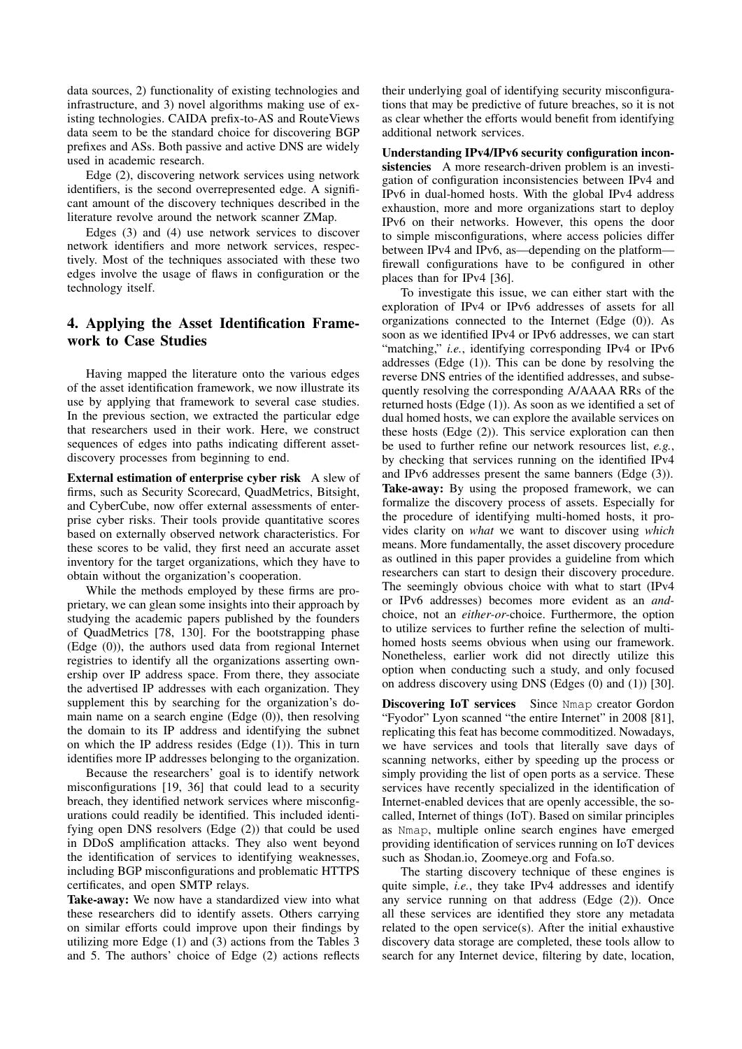data sources, 2) functionality of existing technologies and infrastructure, and 3) novel algorithms making use of existing technologies. CAIDA prefix-to-AS and RouteViews data seem to be the standard choice for discovering BGP prefixes and ASs. Both passive and active DNS are widely used in academic research.

Edge (2), discovering network services using network identifiers, is the second overrepresented edge. A significant amount of the discovery techniques described in the literature revolve around the network scanner ZMap.

Edges (3) and (4) use network services to discover network identifiers and more network services, respectively. Most of the techniques associated with these two edges involve the usage of flaws in configuration or the technology itself.

## 4. Applying the Asset Identification Framework to Case Studies

Having mapped the literature onto the various edges of the asset identification framework, we now illustrate its use by applying that framework to several case studies. In the previous section, we extracted the particular edge that researchers used in their work. Here, we construct sequences of edges into paths indicating different asset-discovery processes from beginning to end.

**External estimation of enterprise cyber risk** A slew of firms, such as Security Scorecard, QuadMetrics, Bitsight, and CyberCube, now offer external assessments of enterprise cyber risks. Their tools provide quantitative scores based on externally observed network characteristics. For these scores to be valid, they first need an accurate asset inventory for the target organizations, which they have to obtain without the organization's cooperation.

While the methods employed by these firms are proprietary, we can glean some insights into their approach by studying the academic papers published by the founders of QuadMetrics [78, 130]. For the bootstrapping phase (Edge (0)), the authors used data from regional Internet registries to identify all the organizations asserting ownership over IP address space. From there, they associate the advertised IP addresses with each organization. They supplement this by searching for the organization's domain name on a search engine (Edge (0)), then resolving the domain to its IP address and identifying the subnet on which the IP address resides (Edge (1)). This in turn identifies more IP addresses belonging to the organization.

Because the researchers' goal is to identify network misconfigurations [19, 36] that could lead to a security breach, they identified network services where misconfigurations could readily be identified. This included identifying open DNS resolvers (Edge (2)) that could be used in DDoS amplification attacks. They also went beyond the identification of services to identifying weaknesses, including BGP misconfigurations and problematic HTTPS certificates, and open SMTP relays.

**Take-away:** We now have a standardized view into what these researchers did to identify assets. Others carrying on similar efforts could improve upon their findings by utilizing more Edge (1) and (3) actions from the Tables 3 and 5. The authors' choice of Edge (2) actions reflects their underlying goal of identifying security misconfigurations that may be predictive of future breaches, so it is not as clear whether the efforts would benefit from identifying additional network services.

**Understanding IPv4/IPv6 security configuration inconsistencies** A more research-driven problem is an investigation of configuration inconsistencies between IPv4 and IPv6 in dual-homed hosts. With the global IPv4 address exhaustion, more and more organizations start to deploy IPv6 on their networks. However, this opens the door to simple misconfigurations, where access policies differ between IPv4 and IPv6, as—depending on the platform—firewall configurations have to be configured in other places than for IPv4 [36].

To investigate this issue, we can either start with the exploration of IPv4 or IPv6 addresses of assets for all organizations connected to the Internet (Edge (0)). As soon as we identified IPv4 or IPv6 addresses, we can start "matching," *i.e.*, identifying corresponding IPv4 or IPv6 addresses (Edge (1)). This can be done by resolving the reverse DNS entries of the identified addresses, and subsequently resolving the corresponding A/AAAA RRs of the returned hosts (Edge (1)). As soon as we identified a set of dual homed hosts, we can explore the available services on these hosts (Edge (2)). This service exploration can then be used to further refine our network resources list, *e.g.*, by checking that services running on the identified IPv4 and IPv6 addresses present the same banners (Edge (3)).

**Take-away:** By using the proposed framework, we can formalize the discovery process of assets. Especially for the procedure of identifying multi-homed hosts, it provides clarity on *what* we want to discover using *which* means. More fundamentally, the asset discovery procedure as outlined in this paper provides a guideline from which researchers can start to design their discovery procedure. The seemingly obvious choice with what to start (IPv4 or IPv6 addresses) becomes more evident as an *and*-choice, not an *either-or*-choice. Furthermore, the option to utilize services to further refine the selection of multi-homed hosts seems obvious when using our framework. Nonetheless, earlier work did not directly utilize this option when conducting such a study, and only focused on address discovery using DNS (Edges (0) and (1)) [30].

**Discovering IoT services** Since Nmap creator Gordon "Fyodor" Lyon scanned "the entire Internet" in 2008 [81], replicating this feat has become commoditized. Nowadays, we have services and tools that literally save days of scanning networks, either by speeding up the process or simply providing the list of open ports as a service. These services have recently specialized in the identification of Internet-enabled devices that are openly accessible, the so-called, Internet of things (IoT). Based on similar principles as Nmap, multiple online search engines have emerged providing identification of services running on IoT devices such as Shodan.io, Zoomeye.org and Fofa.so.

The starting discovery technique of these engines is quite simple, *i.e.*, they take IPv4 addresses and identify any service running on that address (Edge (2)). Once all these services are identified they store any metadata related to the open service(s). After the initial exhaustive discovery data storage are completed, these tools allow to search for any Internet device, filtering by date, location,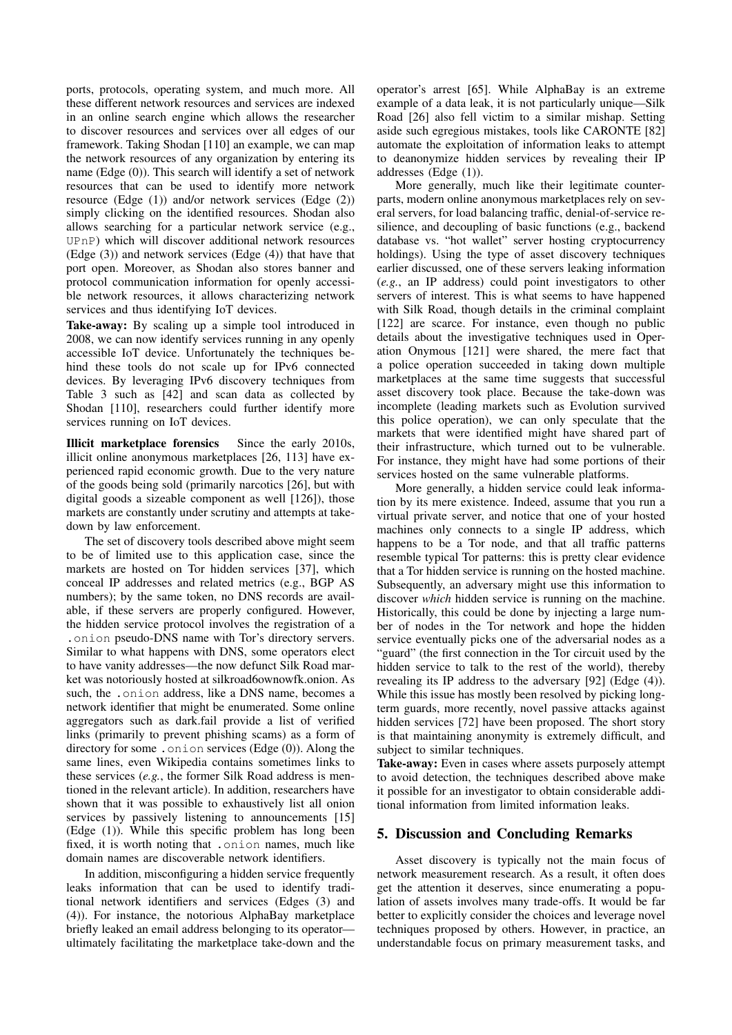ports, protocols, operating system, and much more. All these different network resources and services are indexed in an online search engine which allows the researcher to discover resources and services over all edges of our framework. Taking Shodan [110] an example, we can map the network resources of any organization by entering its name (Edge (0)). This search will identify a set of network resources that can be used to identify more network resource (Edge (1)) and/or network services (Edge (2)) simply clicking on the identified resources. Shodan also allows searching for a particular network service (e.g., `UPnP`) which will discover additional network resources (Edge (3)) and network services (Edge (4)) that have that port open. Moreover, as Shodan also stores banner and protocol communication information for openly accessible network resources, it allows characterizing network services and thus identifying IoT devices.

**Take-away:** By scaling up a simple tool introduced in 2008, we can now identify services running in any openly accessible IoT device. Unfortunately the techniques behind these tools do not scale up for IPv6 connected devices. By leveraging IPv6 discovery techniques from Table 3 such as [42] and scan data as collected by Shodan [110], researchers could further identify more services running on IoT devices.

**Illicit marketplace forensics** Since the early 2010s, illicit online anonymous marketplaces [26, 113] have experienced rapid economic growth. Due to the very nature of the goods being sold (primarily narcotics [26], but with digital goods a sizeable component as well [126]), those markets are constantly under scrutiny and attempts at takedown by law enforcement.

The set of discovery tools described above might seem to be of limited use to this application case, since the markets are hosted on Tor hidden services [37], which conceal IP addresses and related metrics (e.g., BGP AS numbers); by the same token, no DNS records are available, if these servers are properly configured. However, the hidden service protocol involves the registration of a `.onion` pseudo-DNS name with Tor's directory servers. Similar to what happens with DNS, some operators elect to have vanity addresses—the now defunct Silk Road market was notoriously hosted at silkroad6ownowfk.onion. As such, the `.onion` address, like a DNS name, becomes a network identifier that might be enumerated. Some online aggregators such as dark.fail provide a list of verified links (primarily to prevent phishing scams) as a form of directory for some `.onion` services (Edge (0)). Along the same lines, even Wikipedia contains sometimes links to these services (*e.g.*, the former Silk Road address is mentioned in the relevant article). In addition, researchers have shown that it was possible to exhaustively list all onion services by passively listening to announcements [15] (Edge (1)). While this specific problem has long been fixed, it is worth noting that `.onion` names, much like domain names are discoverable network identifiers.

In addition, misconfiguring a hidden service frequently leaks information that can be used to identify traditional network identifiers and services (Edges (3) and (4)). For instance, the notorious AlphaBay marketplace briefly leaked an email address belonging to its operator—ultimately facilitating the marketplace take-down and the operator's arrest [65]. While AlphaBay is an extreme example of a data leak, it is not particularly unique—Silk Road [26] also fell victim to a similar mishap. Setting aside such egregious mistakes, tools like CARONTE [82] automate the exploitation of information leaks to attempt to deanonymize hidden services by revealing their IP addresses (Edge (1)).

More generally, much like their legitimate counterparts, modern online anonymous marketplaces rely on several servers, for load balancing traffic, denial-of-service resilience, and decoupling of basic functions (e.g., backend database vs. "hot wallet" server hosting cryptocurrency holdings). Using the type of asset discovery techniques earlier discussed, one of these servers leaking information (*e.g.*, an IP address) could point investigators to other servers of interest. This is what seems to have happened with Silk Road, though details in the criminal complaint [122] are scarce. For instance, even though no public details about the investigative techniques used in Operation Onymous [121] were shared, the mere fact that a police operation succeeded in taking down multiple marketplaces at the same time suggests that successful asset discovery took place. Because the take-down was incomplete (leading markets such as Evolution survived this police operation), we can only speculate that the markets that were identified might have shared part of their infrastructure, which turned out to be vulnerable. For instance, they might have had some portions of their services hosted on the same vulnerable platforms.

More generally, a hidden service could leak information by its mere existence. Indeed, assume that you run a virtual private server, and notice that one of your hosted machines only connects to a single IP address, which happens to be a Tor node, and that all traffic patterns resemble typical Tor patterns: this is pretty clear evidence that a Tor hidden service is running on the hosted machine. Subsequently, an adversary might use this information to discover *which* hidden service is running on the machine. Historically, this could be done by injecting a large number of nodes in the Tor network and hope the hidden service eventually picks one of the adversarial nodes as a "guard" (the first connection in the Tor circuit used by the hidden service to talk to the rest of the world), thereby revealing its IP address to the adversary [92] (Edge (4)). While this issue has mostly been resolved by picking long-term guards, more recently, novel passive attacks against hidden services [72] have been proposed. The short story is that maintaining anonymity is extremely difficult, and subject to similar techniques.

**Take-away:** Even in cases where assets purposely attempt to avoid detection, the techniques described above make it possible for an investigator to obtain considerable additional information from limited information leaks.

## 5. Discussion and Concluding Remarks

Asset discovery is typically not the main focus of network measurement research. As a result, it often does get the attention it deserves, since enumerating a population of assets involves many trade-offs. It would be far better to explicitly consider the choices and leverage novel techniques proposed by others. However, in practice, an understandable focus on primary measurement tasks, and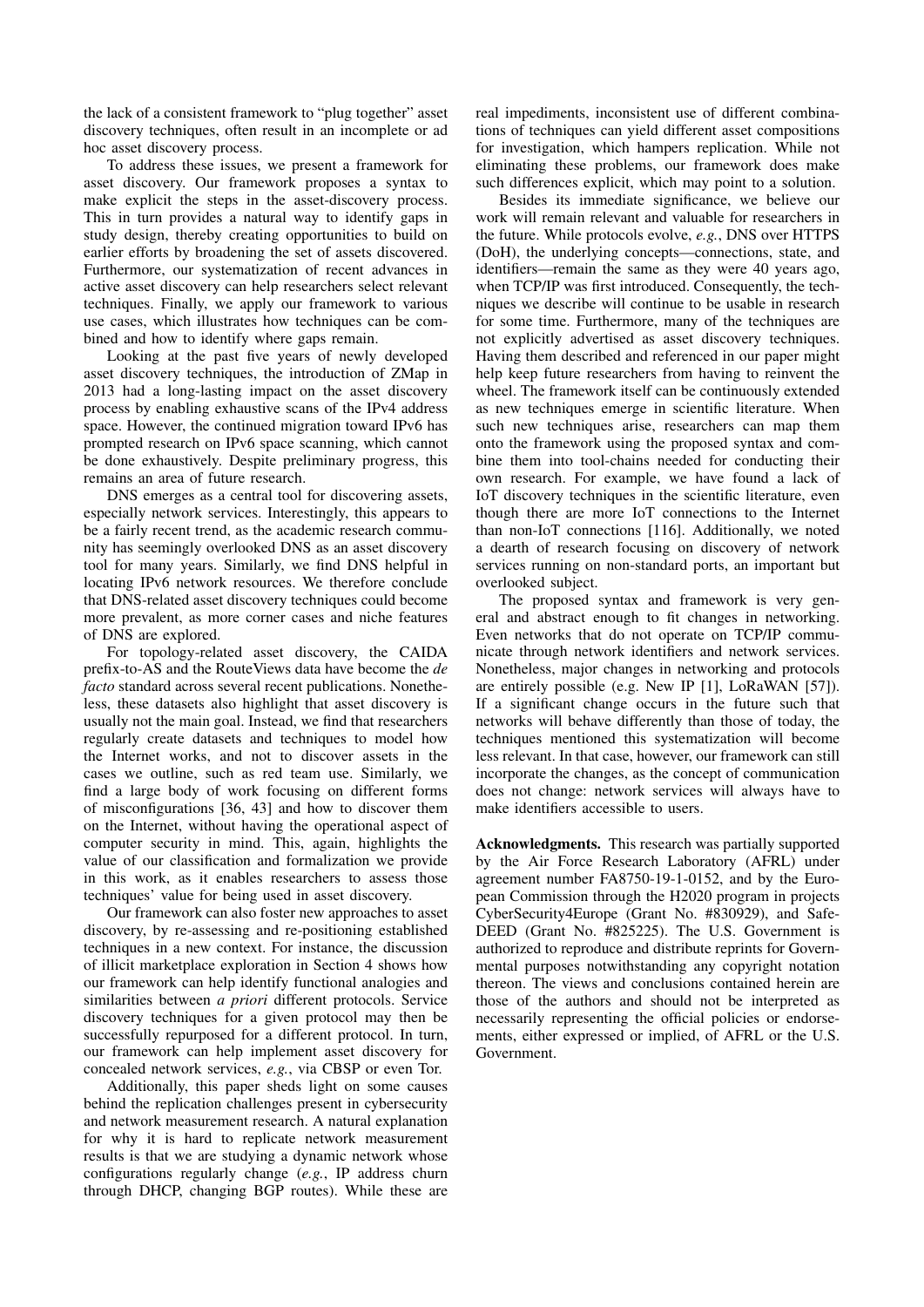the lack of a consistent framework to "plug together" asset discovery techniques, often result in an incomplete or ad hoc asset discovery process.

To address these issues, we present a framework for asset discovery. Our framework proposes a syntax to make explicit the steps in the asset-discovery process. This in turn provides a natural way to identify gaps in study design, thereby creating opportunities to build on earlier efforts by broadening the set of assets discovered. Furthermore, our systematization of recent advances in active asset discovery can help researchers select relevant techniques. Finally, we apply our framework to various use cases, which illustrates how techniques can be combined and how to identify where gaps remain.

Looking at the past five years of newly developed asset discovery techniques, the introduction of ZMap in 2013 had a long-lasting impact on the asset discovery process by enabling exhaustive scans of the IPv4 address space. However, the continued migration toward IPv6 has prompted research on IPv6 space scanning, which cannot be done exhaustively. Despite preliminary progress, this remains an area of future research.

DNS emerges as a central tool for discovering assets, especially network services. Interestingly, this appears to be a fairly recent trend, as the academic research community has seemingly overlooked DNS as an asset discovery tool for many years. Similarly, we find DNS helpful in locating IPv6 network resources. We therefore conclude that DNS-related asset discovery techniques could become more prevalent, as more corner cases and niche features of DNS are explored.

For topology-related asset discovery, the CAIDA prefix-to-AS and the RouteViews data have become the *de facto* standard across several recent publications. Nonetheless, these datasets also highlight that asset discovery is usually not the main goal. Instead, we find that researchers regularly create datasets and techniques to model how the Internet works, and not to discover assets in the cases we outline, such as red team use. Similarly, we find a large body of work focusing on different forms of misconfigurations [36, 43] and how to discover them on the Internet, without having the operational aspect of computer security in mind. This, again, highlights the value of our classification and formalization we provide in this work, as it enables researchers to assess those techniques' value for being used in asset discovery.

Our framework can also foster new approaches to asset discovery, by re-assessing and re-positioning established techniques in a new context. For instance, the discussion of illicit marketplace exploration in Section 4 shows how our framework can help identify functional analogies and similarities between *a priori* different protocols. Service discovery techniques for a given protocol may then be successfully repurposed for a different protocol. In turn, our framework can help implement asset discovery for concealed network services, *e.g.*, via CBSP or even Tor.

Additionally, this paper sheds light on some causes behind the replication challenges present in cybersecurity and network measurement research. A natural explanation for why it is hard to replicate network measurement results is that we are studying a dynamic network whose configurations regularly change (*e.g.*, IP address churn through DHCP, changing BGP routes). While these are real impediments, inconsistent use of different combinations of techniques can yield different asset compositions for investigation, which hampers replication. While not eliminating these problems, our framework does make such differences explicit, which may point to a solution.

Besides its immediate significance, we believe our work will remain relevant and valuable for researchers in the future. While protocols evolve, *e.g.*, DNS over HTTPS (DoH), the underlying concepts—connections, state, and identifiers—remain the same as they were 40 years ago, when TCP/IP was first introduced. Consequently, the techniques we describe will continue to be usable in research for some time. Furthermore, many of the techniques are not explicitly advertised as asset discovery techniques. Having them described and referenced in our paper might help keep future researchers from having to reinvent the wheel. The framework itself can be continuously extended as new techniques emerge in scientific literature. When such new techniques arise, researchers can map them onto the framework using the proposed syntax and combine them into tool-chains needed for conducting their own research. For example, we have found a lack of IoT discovery techniques in the scientific literature, even though there are more IoT connections to the Internet than non-IoT connections [116]. Additionally, we noted a dearth of research focusing on discovery of network services running on non-standard ports, an important but overlooked subject.

The proposed syntax and framework is very general and abstract enough to fit changes in networking. Even networks that do not operate on TCP/IP communicate through network identifiers and network services. Nonetheless, major changes in networking and protocols are entirely possible (e.g. New IP [1], LoRaWAN [57]). If a significant change occurs in the future such that networks will behave differently than those of today, the techniques mentioned this systematization will become less relevant. In that case, however, our framework can still incorporate the changes, as the concept of communication does not change: network services will always have to make identifiers accessible to users.

**Acknowledgments.** This research was partially supported by the Air Force Research Laboratory (AFRL) under agreement number FA8750-19-1-0152, and by the European Commission through the H2020 program in projects CyberSecurity4Europe (Grant No. #830929), and Safe-DEED (Grant No. #825225). The U.S. Government is authorized to reproduce and distribute reprints for Governmental purposes notwithstanding any copyright notation thereon. The views and conclusions contained herein are those of the authors and should not be interpreted as necessarily representing the official policies or endorsements, either expressed or implied, of AFRL or the U.S. Government.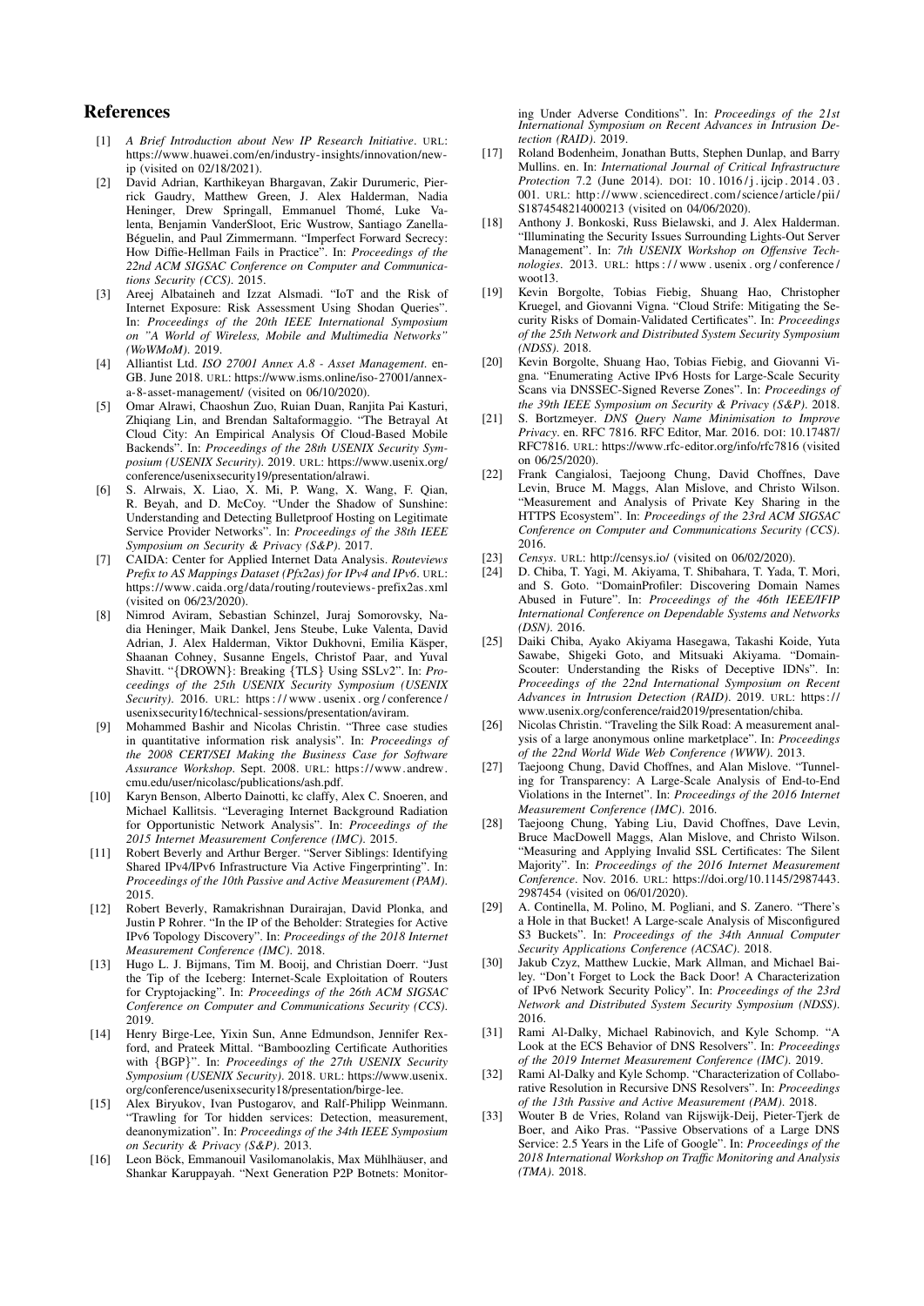## References

[1] *A Brief Introduction about New IP Research Initiative*. URL: https://www.huawei.com/en/industry-insights/innovation/new-ip (visited on 02/18/2021).

[2] David Adrian, Karthikeyan Bhargavan, Zakir Durumeric, Pierrick Gaudry, Matthew Green, J. Alex Halderman, Nadia Heninger, Drew Springall, Emmanuel Thomé, Luke Valenta, Benjamin VanderSloot, Eric Wustrow, Santiago Zanella-Béguelin, and Paul Zimmermann. "Imperfect Forward Secrecy: How Diffie-Hellman Fails in Practice". In: *Proceedings of the 22nd ACM SIGSAC Conference on Computer and Communications Security (CCS)*. 2015.

[3] Areej Albataineh and Izzat Alsmadi. "IoT and the Risk of Internet Exposure: Risk Assessment Using Shodan Queries". In: *Proceedings of the 20th IEEE International Symposium on "A World of Wireless, Mobile and Multimedia Networks" (WoWMoM)*. 2019.

[4] Alliantist Ltd. *ISO 27001 Annex A.8 - Asset Management*. en-GB. June 2018. URL: https://www.isms.online/iso-27001/annex-a-8-asset-management/ (visited on 06/10/2020).

[5] Omar Alrawi, Chaoshun Zuo, Ruian Duan, Ranjita Pai Kasturi, Zhiqiang Lin, and Brendan Saltaformaggio. "The Betrayal At Cloud City: An Empirical Analysis Of Cloud-Based Mobile Backends". In: *Proceedings of the 28th USENIX Security Symposium (USENIX Security)*. 2019. URL: https://www.usenix.org/conference/usenixsecurity19/presentation/alrawi.

[6] S. Alrwais, X. Liao, X. Mi, P. Wang, X. Wang, F. Qian, R. Beyah, and D. McCoy. "Under the Shadow of Sunshine: Understanding and Detecting Bulletproof Hosting on Legitimate Service Provider Networks". In: *Proceedings of the 38th IEEE Symposium on Security & Privacy (S&P)*. 2017.

[7] CAIDA: Center for Applied Internet Data Analysis. *Routeviews Prefix to AS Mappings Dataset (Pfx2as) for IPv4 and IPv6*. URL: https://www.caida.org/data/routing/routeviews-prefix2as.xml (visited on 06/23/2020).

[8] Nimrod Aviram, Sebastian Schinzel, Juraj Somorovsky, Nadia Heninger, Maik Dankel, Jens Steube, Luke Valenta, David Adrian, J. Alex Halderman, Viktor Dukhovni, Emilia Käsper, Shaanan Cohney, Susanne Engels, Christof Paar, and Yuval Shavitt. "{DROWN}: Breaking {TLS} Using SSLv2". In: *Proceedings of the 25th USENIX Security Symposium (USENIX Security)*. 2016. URL: https://www.usenix.org/conference/usenixsecurity16/technical-sessions/presentation/aviram.

[9] Mohammed Bashir and Nicolas Christin. "Three case studies in quantitative information risk analysis". In: *Proceedings of the 2008 CERT/SEI Making the Business Case for Software Assurance Workshop*. Sept. 2008. URL: https://www.andrew.cmu.edu/user/nicolasc/publications/ash.pdf.

[10] Karyn Benson, Alberto Dainotti, kc claffy, Alex C. Snoeren, and Michael Kallitsis. "Leveraging Internet Background Radiation for Opportunistic Network Analysis". In: *Proceedings of the 2015 Internet Measurement Conference (IMC)*. 2015.

[11] Robert Beverly and Arthur Berger. "Server Siblings: Identifying Shared IPv4/IPv6 Infrastructure Via Active Fingerprinting". In: *Proceedings of the 10th Passive and Active Measurement (PAM)*. 2015.

[12] Robert Beverly, Ramakrishnan Durairajan, David Plonka, and Justin P Rohrer. "In the IP of the Beholder: Strategies for Active IPv6 Topology Discovery". In: *Proceedings of the 2018 Internet Measurement Conference (IMC)*. 2018.

[13] Hugo L. J. Bijmans, Tim M. Booij, and Christian Doerr. "Just the Tip of the Iceberg: Internet-Scale Exploitation of Routers for Cryptojacking". In: *Proceedings of the 26th ACM SIGSAC Conference on Computer and Communications Security (CCS)*. 2019.

[14] Henry Birge-Lee, Yixin Sun, Anne Edmundson, Jennifer Rexford, and Prateek Mittal. "Bamboozling Certificate Authorities with {BGP}". In: *Proceedings of the 27th USENIX Security Symposium (USENIX Security)*. 2018. URL: https://www.usenix.org/conference/usenixsecurity18/presentation/birge-lee.

[15] Alex Biryukov, Ivan Pustogarov, and Ralf-Philipp Weinmann. "Trawling for Tor hidden services: Detection, measurement, deanonymization". In: *Proceedings of the 34th IEEE Symposium on Security & Privacy (S&P)*. 2013.

[16] Leon Böck, Emmanouil Vasilomanolakis, Max Mühlhäuser, and Shankar Karuppayah. "Next Generation P2P Botnets: Monitoring Under Adverse Conditions". In: *Proceedings of the 21st International Symposium on Recent Advances in Intrusion Detection (RAID)*. 2019.

[17] Roland Bodenheim, Jonathan Butts, Stephen Dunlap, and Barry Mullins. en. In: *International Journal of Critical Infrastructure Protection* 7.2 (June 2014). DOI: 10.1016/j.ijcip.2014.03.001. URL: http://www.sciencedirect.com/science/article/pii/S1874548214000213 (visited on 04/06/2020).

[18] Anthony J. Bonkoski, Russ Bielawski, and J. Alex Halderman. "Illuminating the Security Issues Surrounding Lights-Out Server Management". In: *7th USENIX Workshop on Offensive Technologies*. 2013. URL: https://www.usenix.org/conference/woot13.

[19] Kevin Borgolte, Tobias Fiebig, Shuang Hao, Christopher Kruegel, and Giovanni Vigna. "Cloud Strife: Mitigating the Security Risks of Domain-Validated Certificates". In: *Proceedings of the 25th Network and Distributed System Security Symposium (NDSS)*. 2018.

[20] Kevin Borgolte, Shuang Hao, Tobias Fiebig, and Giovanni Vigna. "Enumerating Active IPv6 Hosts for Large-Scale Security Scans via DNSSEC-Signed Reverse Zones". In: *Proceedings of the 39th IEEE Symposium on Security & Privacy (S&P)*. 2018.

[21] S. Bortzmeyer. *DNS Query Name Minimisation to Improve Privacy*. en. RFC 7816. RFC Editor, Mar. 2016. DOI: 10.17487/RFC7816. URL: https://www.rfc-editor.org/info/rfc7816 (visited on 06/25/2020).

[22] Frank Cangialosi, Taejoong Chung, David Choffnes, Dave Levin, Bruce M. Maggs, Alan Mislove, and Christo Wilson. "Measurement and Analysis of Private Key Sharing in the HTTPS Ecosystem". In: *Proceedings of the 23rd ACM SIGSAC Conference on Computer and Communications Security (CCS)*. 2016.

[23] *Censys*. URL: http://censys.io/ (visited on 06/02/2020).

[24] D. Chiba, T. Yagi, M. Akiyama, T. Shibahara, T. Yada, T. Mori, and S. Goto. "DomainProfiler: Discovering Domain Names Abused in Future". In: *Proceedings of the 46th IEEE/IFIP International Conference on Dependable Systems and Networks (DSN)*. 2016.

[25] Daiki Chiba, Ayako Akiyama Hasegawa, Takashi Koide, Yuta Sawabe, Shigeki Goto, and Mitsuaki Akiyama. "DomainScouter: Understanding the Risks of Deceptive IDNs". In: *Proceedings of the 22nd International Symposium on Recent Advances in Intrusion Detection (RAID)*. 2019. URL: https://www.usenix.org/conference/raid2019/presentation/chiba.

[26] Nicolas Christin. "Traveling the Silk Road: A measurement analysis of a large anonymous online marketplace". In: *Proceedings of the 22nd World Wide Web Conference (WWW)*. 2013.

[27] Taejoong Chung, David Choffnes, and Alan Mislove. "Tunneling for Transparency: A Large-Scale Analysis of End-to-End Violations in the Internet". In: *Proceedings of the 2016 Internet Measurement Conference (IMC)*. 2016.

[28] Taejoong Chung, Yabing Liu, David Choffnes, Dave Levin, Bruce MacDowell Maggs, Alan Mislove, and Christo Wilson. "Measuring and Applying Invalid SSL Certificates: The Silent Majority". In: *Proceedings of the 2016 Internet Measurement Conference*. Nov. 2016. URL: https://doi.org/10.1145/2987443.2987454 (visited on 06/01/2020).

[29] A. Continella, M. Polino, M. Pogliani, and S. Zanero. "There's a Hole in that Bucket! A Large-scale Analysis of Misconfigured S3 Buckets". In: *Proceedings of the 34th Annual Computer Security Applications Conference (ACSAC)*. 2018.

[30] Jakub Czyz, Matthew Luckie, Mark Allman, and Michael Bailey. "Don't Forget to Lock the Back Door! A Characterization of IPv6 Network Security Policy". In: *Proceedings of the 23rd Network and Distributed System Security Symposium (NDSS)*. 2016.

[31] Rami Al-Dalky, Michael Rabinovich, and Kyle Schomp. "A Look at the ECS Behavior of DNS Resolvers". In: *Proceedings of the 2019 Internet Measurement Conference (IMC)*. 2019.

[32] Rami Al-Dalky and Kyle Schomp. "Characterization of Collaborative Resolution in Recursive DNS Resolvers". In: *Proceedings of the 13th Passive and Active Measurement (PAM)*. 2018.

[33] Wouter B de Vries, Roland van Rijswijk-Deij, Pieter-Tjerk de Boer, and Aiko Pras. "Passive Observations of a Large DNS Service: 2.5 Years in the Life of Google". In: *Proceedings of the 2018 International Workshop on Traffic Monitoring and Analysis (TMA)*. 2018.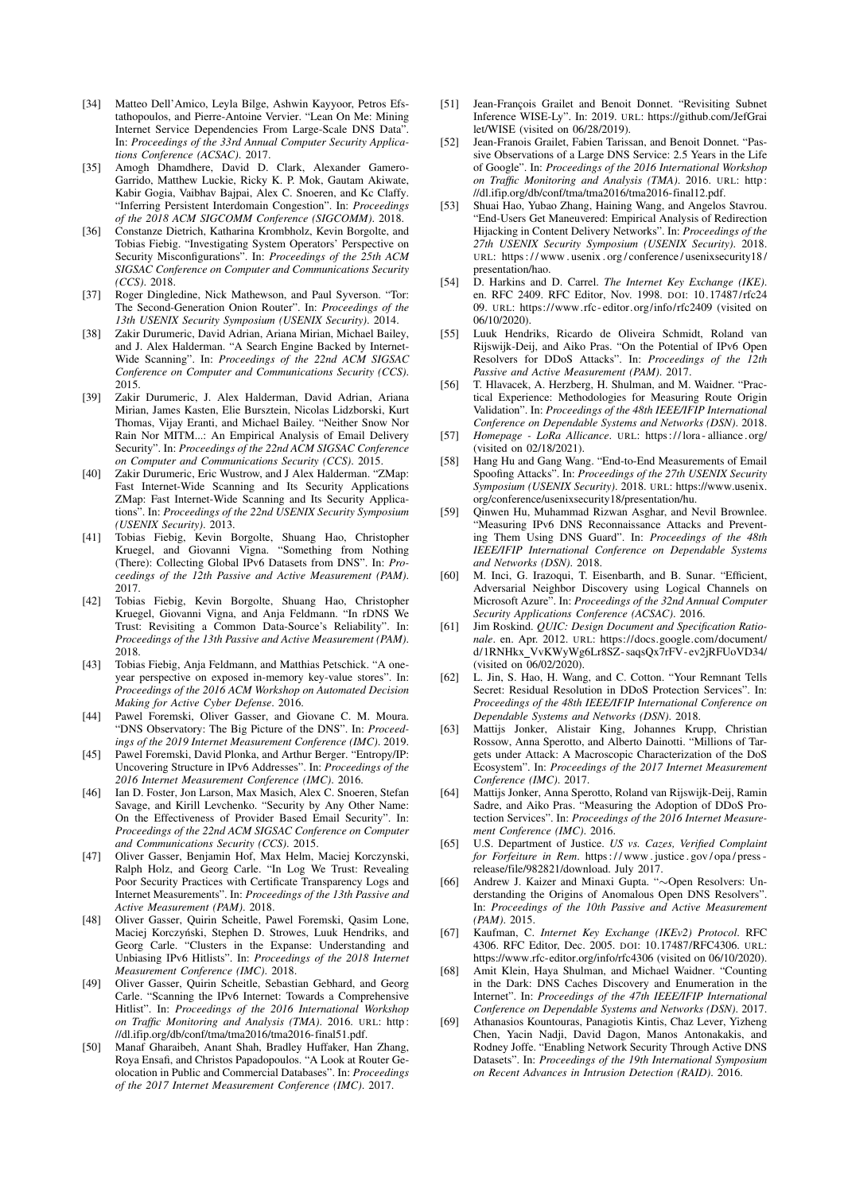- [34] Matteo Dell'Amico, Leyla Bilge, Ashwin Kayyoor, Petros Efstathopoulos, and Pierre-Antoine Vervier. "Lean On Me: Mining Internet Service Dependencies From Large-Scale DNS Data". In: *Proceedings of the 33rd Annual Computer Security Applications Conference (ACSAC)*. 2017.
- [35] Amogh Dhamdhere, David D. Clark, Alexander Gamero-Garrido, Matthew Luckie, Ricky K. P. Mok, Gautam Akiwate, Kabir Gogia, Vaibhav Bajpai, Alex C. Snoeren, and Kc Claffy. "Inferring Persistent Interdomain Congestion". In: *Proceedings of the 2018 ACM SIGCOMM Conference (SIGCOMM)*. 2018.
- [36] Constanze Dietrich, Katharina Krombholz, Kevin Borgolte, and Tobias Fiebig. "Investigating System Operators' Perspective on Security Misconfigurations". In: *Proceedings of the 25th ACM SIGSAC Conference on Computer and Communications Security (CCS)*. 2018.
- [37] Roger Dingledine, Nick Mathewson, and Paul Syverson. "Tor: The Second-Generation Onion Router". In: *Proceedings of the 13th USENIX Security Symposium (USENIX Security)*. 2014.
- [38] Zakir Durumeric, David Adrian, Ariana Mirian, Michael Bailey, and J. Alex Halderman. "A Search Engine Backed by Internet-Wide Scanning". In: *Proceedings of the 22nd ACM SIGSAC Conference on Computer and Communications Security (CCS)*. 2015.
- [39] Zakir Durumeric, J. Alex Halderman, David Adrian, Ariana Mirian, James Kasten, Elie Bursztein, Nicolas Lidzborski, Kurt Thomas, Vijay Eranti, and Michael Bailey. "Neither Snow Nor Rain Nor MITM...: An Empirical Analysis of Email Delivery Security". In: *Proceedings of the 22nd ACM SIGSAC Conference on Computer and Communications Security (CCS)*. 2015.
- [40] Zakir Durumeric, Eric Wustrow, and J Alex Halderman. "ZMap: Fast Internet-Wide Scanning and Its Security Applications ZMap: Fast Internet-Wide Scanning and Its Security Applications". In: *Proceedings of the 22nd USENIX Security Symposium (USENIX Security)*. 2013.
- [41] Tobias Fiebig, Kevin Borgolte, Shuang Hao, Christopher Kruegel, and Giovanni Vigna. "Something from Nothing (There): Collecting Global IPv6 Datasets from DNS". In: *Proceedings of the 12th Passive and Active Measurement (PAM)*. 2017.
- [42] Tobias Fiebig, Kevin Borgolte, Shuang Hao, Christopher Kruegel, Giovanni Vigna, and Anja Feldmann. "In rDNS We Trust: Revisiting a Common Data-Source's Reliability". In: *Proceedings of the 13th Passive and Active Measurement (PAM)*. 2018.
- [43] Tobias Fiebig, Anja Feldmann, and Matthias Petschick. "A one-year perspective on exposed in-memory key-value stores". In: *Proceedings of the 2016 ACM Workshop on Automated Decision Making for Active Cyber Defense*. 2016.
- [44] Pawel Foremski, Oliver Gasser, and Giovane C. M. Moura. "DNS Observatory: The Big Picture of the DNS". In: *Proceedings of the 2019 Internet Measurement Conference (IMC)*. 2019.
- [45] Pawel Foremski, David Plonka, and Arthur Berger. "Entropy/IP: Uncovering Structure in IPv6 Addresses". In: *Proceedings of the 2016 Internet Measurement Conference (IMC)*. 2016.
- [46] Ian D. Foster, Jon Larson, Max Masich, Alex C. Snoeren, Stefan Savage, and Kirill Levchenko. "Security by Any Other Name: On the Effectiveness of Provider Based Email Security". In: *Proceedings of the 22nd ACM SIGSAC Conference on Computer and Communications Security (CCS)*. 2015.
- [47] Oliver Gasser, Benjamin Hof, Max Helm, Maciej Korczynski, Ralph Holz, and Georg Carle. "In Log We Trust: Revealing Poor Security Practices with Certificate Transparency Logs and Internet Measurements". In: *Proceedings of the 13th Passive and Active Measurement (PAM)*. 2018.
- [48] Oliver Gasser, Quirin Scheitle, Pawel Foremski, Qasim Lone, Maciej Korczyński, Stephen D. Strowes, Luuk Hendriks, and Georg Carle. "Clusters in the Expanse: Understanding and Unbiasing IPv6 Hitlists". In: *Proceedings of the 2018 Internet Measurement Conference (IMC)*. 2018.
- [49] Oliver Gasser, Quirin Scheitle, Sebastian Gebhard, and Georg Carle. "Scanning the IPv6 Internet: Towards a Comprehensive Hitlist". In: *Proceedings of the 2016 International Workshop on Traffic Monitoring and Analysis (TMA)*. 2016. URL: http://dl.ifip.org/db/conf/tma/tma2016/tma2016-final51.pdf.
- [50] Manaf Gharaibeh, Anant Shah, Bradley Huffaker, Han Zhang, Roya Ensafi, and Christos Papadopoulos. "A Look at Router Geolocation in Public and Commercial Databases". In: *Proceedings of the 2017 Internet Measurement Conference (IMC)*. 2017.
- [51] Jean-François Grailet and Benoit Donnet. "Revisiting Subnet Inference WISE-Ly". In: 2019. URL: https://github.com/JefGrailet/WISE (visited on 06/28/2019).
- [52] Jean-Francois Grailet, Fabien Tarissan, and Benoit Donnet. "Passive Observations of a Large DNS Service: 2.5 Years in the Life of Google". In: *Proceedings of the 2016 International Workshop on Traffic Monitoring and Analysis (TMA)*. 2016. URL: http://dl.ifip.org/db/conf/tma/tma2016/tma2016-final12.pdf.
- [53] Shuai Hao, Yubao Zhang, Haining Wang, and Angelos Stavrou. "End-Users Get Maneuvered: Empirical Analysis of Redirection Hijacking in Content Delivery Networks". In: *Proceedings of the 27th USENIX Security Symposium (USENIX Security)*. 2018. URL: https://www.usenix.org/conference/usenixsecurity18/presentation/hao.
- [54] D. Harkins and D. Carrel. *The Internet Key Exchange (IKE)*. en. RFC 2409. RFC Editor, Nov. 1998. DOI: 10.17487/rfc2409. URL: https://www.rfc-editor.org/info/rfc2409 (visited on 06/10/2020).
- [55] Luuk Hendriks, Ricardo de Oliveira Schmidt, Roland van Rijswijk-Deij, and Aiko Pras. "On the Potential of IPv6 Open Resolvers for DDoS Attacks". In: *Proceedings of the 12th Passive and Active Measurement (PAM)*. 2017.
- [56] T. Hlavacek, A. Herzberg, H. Shulman, and M. Waidner. "Practical Experience: Methodologies for Measuring Route Origin Validation". In: *Proceedings of the 48th IEEE/IFIP International Conference on Dependable Systems and Networks (DSN)*. 2018.
- [57] *Homepage - LoRa Allicance*. URL: https://lora-alliance.org/ (visited on 02/18/2021).
- [58] Hang Hu and Gang Wang. "End-to-End Measurements of Email Spoofing Attacks". In: *Proceedings of the 27th USENIX Security Symposium (USENIX Security)*. 2018. URL: https://www.usenix.org/conference/usenixsecurity18/presentation/hu.
- [59] Qinwen Hu, Muhammad Rizwan Asghar, and Nevil Brownlee. "Measuring IPv6 DNS Reconnaissance Attacks and Preventing Them Using DNS Guard". In: *Proceedings of the 48th IEEE/IFIP International Conference on Dependable Systems and Networks (DSN)*. 2018.
- [60] M. Inci, G. Irazoqui, T. Eisenbarth, and B. Sunar. "Efficient, Adversarial Neighbor Discovery using Logical Channels on Microsoft Azure". In: *Proceedings of the 32nd Annual Computer Security Applications Conference (ACSAC)*. 2016.
- [61] Jim Roskind. *QUIC: Design Document and Specification Rationale*. en. Apr. 2012. URL: https://docs.google.com/document/d/1RNHkx_VvKWyWg6Lr8SZ-saqsQx7rFV-ev2jRFUoVD34/ (visited on 06/02/2020).
- [62] L. Jin, S. Hao, H. Wang, and C. Cotton. "Your Remnant Tells Secret: Residual Resolution in DDoS Protection Services". In: *Proceedings of the 48th IEEE/IFIP International Conference on Dependable Systems and Networks (DSN)*. 2018.
- [63] Mattijs Jonker, Alistair King, Johannes Krupp, Christian Rossow, Anna Sperotto, and Alberto Dainotti. "Millions of Targets under Attack: A Macroscopic Characterization of the DoS Ecosystem". In: *Proceedings of the 2017 Internet Measurement Conference (IMC)*. 2017.
- [64] Mattijs Jonker, Anna Sperotto, Roland van Rijswijk-Deij, Ramin Sadre, and Aiko Pras. "Measuring the Adoption of DDoS Protection Services". In: *Proceedings of the 2016 Internet Measurement Conference (IMC)*. 2016.
- [65] U.S. Department of Justice. *US vs. Cazes, Verified Complaint for Forfeiture in Rem*. https://www.justice.gov/opa/press-release/file/982821/download. July 2017.
- [66] Andrew J. Kaizer and Minaxi Gupta. "∼Open Resolvers: Understanding the Origins of Anomalous Open DNS Resolvers". In: *Proceedings of the 10th Passive and Active Measurement (PAM)*. 2015.
- [67] Kaufman, C. *Internet Key Exchange (IKEv2) Protocol*. RFC 4306. RFC Editor, Dec. 2005. DOI: 10.17487/RFC4306. URL: https://www.rfc-editor.org/info/rfc4306 (visited on 06/10/2020).
- [68] Amit Klein, Haya Shulman, and Michael Waidner. "Counting in the Dark: DNS Caches Discovery and Enumeration in the Internet". In: *Proceedings of the 47th IEEE/IFIP International Conference on Dependable Systems and Networks (DSN)*. 2017.
- [69] Athanasios Kountouras, Panagiotis Kintis, Chaz Lever, Yizheng Chen, Yacin Nadji, David Dagon, Manos Antonakakis, and Rodney Joffe. "Enabling Network Security Through Active DNS Datasets". In: *Proceedings of the 19th International Symposium on Recent Advances in Intrusion Detection (RAID)*. 2016.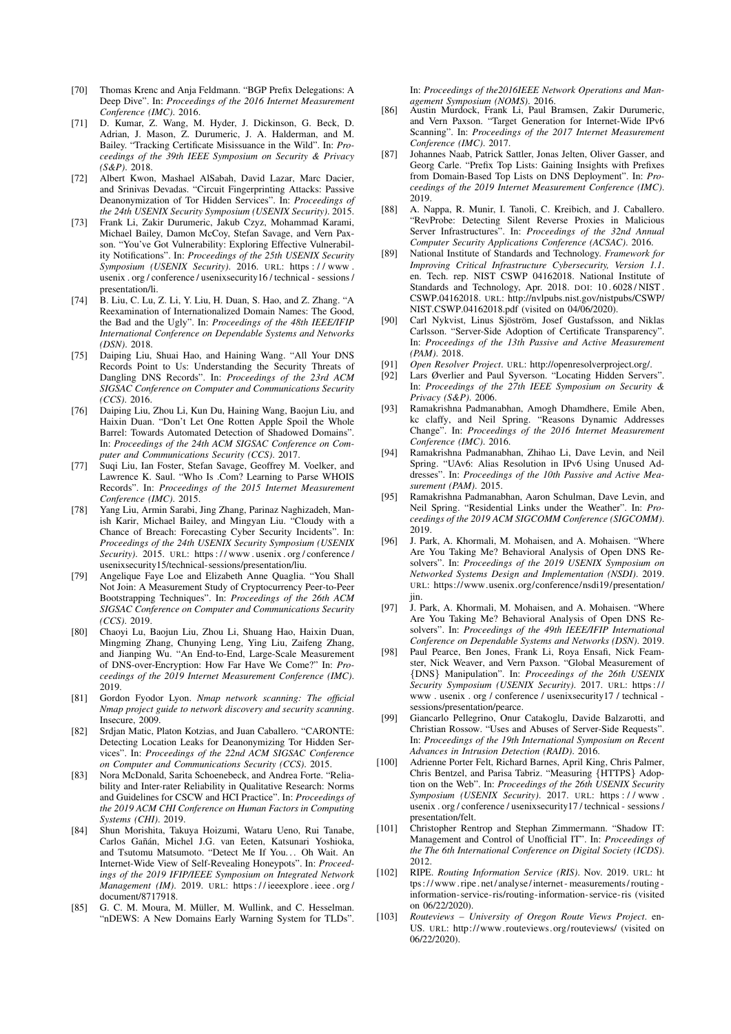[70] Thomas Krenc and Anja Feldmann. "BGP Prefix Delegations: A Deep Dive". In: *Proceedings of the 2016 Internet Measurement Conference (IMC)*. 2016.

[71] D. Kumar, Z. Wang, M. Hyder, J. Dickinson, G. Beck, D. Adrian, J. Mason, Z. Durumeric, J. A. Halderman, and M. Bailey. "Tracking Certificate Misissuance in the Wild". In: *Proceedings of the 39th IEEE Symposium on Security & Privacy (S&P)*. 2018.

[72] Albert Kwon, Mashael AlSabah, David Lazar, Marc Dacier, and Srinivas Devadas. "Circuit Fingerprinting Attacks: Passive Deanonymization of Tor Hidden Services". In: *Proceedings of the 24th USENIX Security Symposium (USENIX Security)*. 2015.

[73] Frank Li, Zakir Durumeric, Jakub Czyz, Mohammad Karami, Michael Bailey, Damon McCoy, Stefan Savage, and Vern Paxson. "You've Got Vulnerability: Exploring Effective Vulnerability Notifications". In: *Proceedings of the 25th USENIX Security Symposium (USENIX Security)*. 2016. URL: https://www.usenix.org/conference/usenixsecurity16/technical-sessions/presentation/li.

[74] B. Liu, C. Lu, Z. Li, Y. Liu, H. Duan, S. Hao, and Z. Zhang. "A Reexamination of Internationalized Domain Names: The Good, the Bad and the Ugly". In: *Proceedings of the 48th IEEE/IFIP International Conference on Dependable Systems and Networks (DSN)*. 2018.

[75] Daiping Liu, Shuai Hao, and Haining Wang. "All Your DNS Records Point to Us: Understanding the Security Threats of Dangling DNS Records". In: *Proceedings of the 23rd ACM SIGSAC Conference on Computer and Communications Security (CCS)*. 2016.

[76] Daiping Liu, Zhou Li, Kun Du, Haining Wang, Baojun Liu, and Haixin Duan. "Don't Let One Rotten Apple Spoil the Whole Barrel: Towards Automated Detection of Shadowed Domains". In: *Proceedings of the 24th ACM SIGSAC Conference on Computer and Communications Security (CCS)*. 2017.

[77] Suqi Liu, Ian Foster, Stefan Savage, Geoffrey M. Voelker, and Lawrence K. Saul. "Who Is .Com? Learning to Parse WHOIS Records". In: *Proceedings of the 2015 Internet Measurement Conference (IMC)*. 2015.

[78] Yang Liu, Armin Sarabi, Jing Zhang, Parinaz Naghizadeh, Manish Karir, Michael Bailey, and Mingyan Liu. "Cloudy with a Chance of Breach: Forecasting Cyber Security Incidents". In: *Proceedings of the 24th USENIX Security Symposium (USENIX Security)*. 2015. URL: https://www.usenix.org/conference/usenixsecurity15/technical-sessions/presentation/liu.

[79] Angelique Faye Loe and Elizabeth Anne Quaglia. "You Shall Not Join: A Measurement Study of Cryptocurrency Peer-to-Peer Bootstrapping Techniques". In: *Proceedings of the 26th ACM SIGSAC Conference on Computer and Communications Security (CCS)*. 2019.

[80] Chaoyi Lu, Baojun Liu, Zhou Li, Shuang Hao, Haixin Duan, Mingming Zhang, Chunying Leng, Ying Liu, Zaifeng Zhang, and Jianping Wu. "An End-to-End, Large-Scale Measurement of DNS-over-Encryption: How Far Have We Come?" In: *Proceedings of the 2019 Internet Measurement Conference (IMC)*. 2019.

[81] Gordon Fyodor Lyon. *Nmap network scanning: The official Nmap project guide to network discovery and security scanning*. Insecure, 2009.

[82] Srdjan Matic, Platon Kotzias, and Juan Caballero. "CARONTE: Detecting Location Leaks for Deanonymizing Tor Hidden Services". In: *Proceedings of the 22nd ACM SIGSAC Conference on Computer and Communications Security (CCS)*. 2015.

[83] Nora McDonald, Sarita Schoenebeck, and Andrea Forte. "Reliability and Inter-rater Reliability in Qualitative Research: Norms and Guidelines for CSCW and HCI Practice". In: *Proceedings of the 2019 ACM CHI Conference on Human Factors in Computing Systems (CHI)*. 2019.

[84] Shun Morishita, Takuya Hoizumi, Wataru Ueno, Rui Tanabe, Carlos Gañán, Michel J.G. van Eeten, Katsunari Yoshioka, and Tsutomu Matsumoto. "Detect Me If You… Oh Wait. An Internet-Wide View of Self-Revealing Honeypots". In: *Proceedings of the 2019 IFIP/IEEE Symposium on Integrated Network Management (IM)*. 2019. URL: https://ieeexplore.ieee.org/document/8717918.

[85] G. C. M. Moura, M. Müller, M. Wullink, and C. Hesselman. "nDEWS: A New Domains Early Warning System for TLDs". In: *Proceedings of the2016IEEE Network Operations and Management Symposium (NOMS)*. 2016.

[86] Austin Murdock, Frank Li, Paul Bramsen, Zakir Durumeric, and Vern Paxson. "Target Generation for Internet-Wide IPv6 Scanning". In: *Proceedings of the 2017 Internet Measurement Conference (IMC)*. 2017.

[87] Johannes Naab, Patrick Sattler, Jonas Jelten, Oliver Gasser, and Georg Carle. "Prefix Top Lists: Gaining Insights with Prefixes from Domain-Based Top Lists on DNS Deployment". In: *Proceedings of the 2019 Internet Measurement Conference (IMC)*. 2019.

[88] A. Nappa, R. Munir, I. Tanoli, C. Kreibich, and J. Caballero. "RevProbe: Detecting Silent Reverse Proxies in Malicious Server Infrastructures". In: *Proceedings of the 32nd Annual Computer Security Applications Conference (ACSAC)*. 2016.

[89] National Institute of Standards and Technology. *Framework for Improving Critical Infrastructure Cybersecurity, Version 1.1*. en. Tech. rep. NIST CSWP 04162018. National Institute of Standards and Technology, Apr. 2018. DOI: 10.6028/NIST.CSWP.04162018. URL: http://nvlpubs.nist.gov/nistpubs/CSWP/NIST.CSWP.04162018.pdf (visited on 04/06/2020).

[90] Carl Nykvist, Linus Sjöström, Josef Gustafsson, and Niklas Carlsson. "Server-Side Adoption of Certificate Transparency". In: *Proceedings of the 13th Passive and Active Measurement (PAM)*. 2018.

[91] *Open Resolver Project*. URL: http://openresolverproject.org/.

[92] Lars Øverlier and Paul Syverson. "Locating Hidden Servers". In: *Proceedings of the 27th IEEE Symposium on Security & Privacy (S&P)*. 2006.

[93] Ramakrishna Padmanabhan, Amogh Dhamdhere, Emile Aben, kc claffy, and Neil Spring. "Reasons Dynamic Addresses Change". In: *Proceedings of the 2016 Internet Measurement Conference (IMC)*. 2016.

[94] Ramakrishna Padmanabhan, Zhihao Li, Dave Levin, and Neil Spring. "UAv6: Alias Resolution in IPv6 Using Unused Addresses". In: *Proceedings of the 10th Passive and Active Measurement (PAM)*. 2015.

[95] Ramakrishna Padmanabhan, Aaron Schulman, Dave Levin, and Neil Spring. "Residential Links under the Weather". In: *Proceedings of the 2019 ACM SIGCOMM Conference (SIGCOMM)*. 2019.

[96] J. Park, A. Khormali, M. Mohaisen, and A. Mohaisen. "Where Are You Taking Me? Behavioral Analysis of Open DNS Resolvers". In: *Proceedings of the 2019 USENIX Symposium on Networked Systems Design and Implementation (NSDI)*. 2019. URL: https://www.usenix.org/conference/nsdi19/presentation/jin.

[97] J. Park, A. Khormali, M. Mohaisen, and A. Mohaisen. "Where Are You Taking Me? Behavioral Analysis of Open DNS Resolvers". In: *Proceedings of the 49th IEEE/IFIP International Conference on Dependable Systems and Networks (DSN)*. 2019.

[98] Paul Pearce, Ben Jones, Frank Li, Roya Ensafi, Nick Feamster, Nick Weaver, and Vern Paxson. "Global Measurement of {DNS} Manipulation". In: *Proceedings of the 26th USENIX Security Symposium (USENIX Security)*. 2017. URL: https://www.usenix.org/conference/usenixsecurity17/technical-sessions/presentation/pearce.

[99] Giancarlo Pellegrino, Onur Catakoglu, Davide Balzarotti, and Christian Rossow. "Uses and Abuses of Server-Side Requests". In: *Proceedings of the 19th International Symposium on Recent Advances in Intrusion Detection (RAID)*. 2016.

[100] Adrienne Porter Felt, Richard Barnes, April King, Chris Palmer, Chris Bentzel, and Parisa Tabriz. "Measuring {HTTPS} Adoption on the Web". In: *Proceedings of the 26th USENIX Security Symposium (USENIX Security)*. 2017. URL: https://www.usenix.org/conference/usenixsecurity17/technical-sessions/presentation/felt.

[101] Christopher Rentrop and Stephan Zimmermann. "Shadow IT: Management and Control of Unofficial IT". In: *Proceedings of the The 6th International Conference on Digital Society (ICDS)*. 2012.

[102] RIPE. *Routing Information Service (RIS)*. Nov. 2019. URL: https://www.ripe.net/analyse/internet-measurements/routing-information-service-ris/routing-information-service-ris (visited on 06/22/2020).

[103] *Routeviews – University of Oregon Route Views Project*. en-US. URL: http://www.routeviews.org/routeviews/ (visited on 06/22/2020).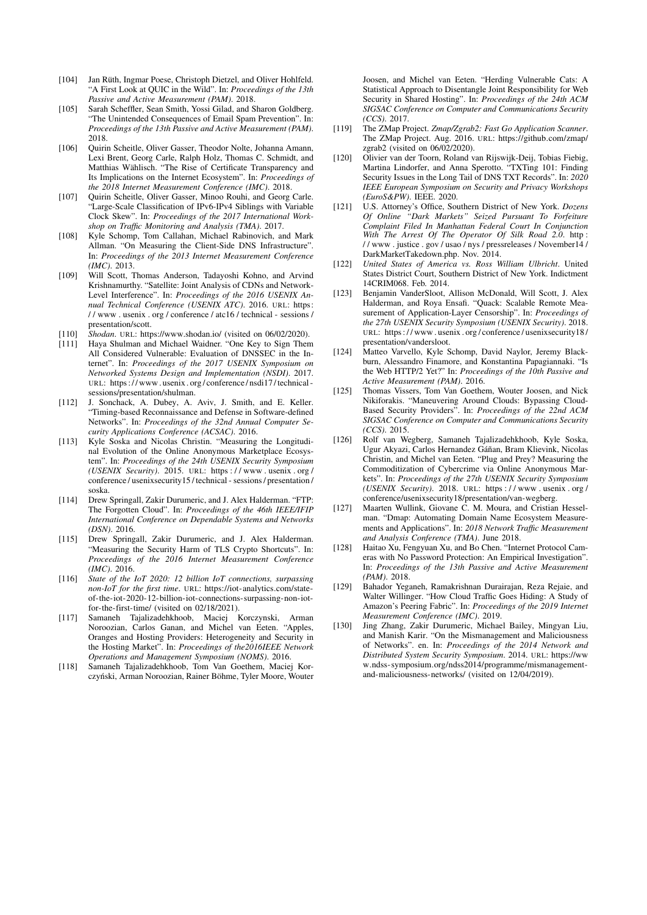[104] Jan Rüth, Ingmar Poese, Christoph Dietzel, and Oliver Hohlfeld. "A First Look at QUIC in the Wild". In: *Proceedings of the 13th Passive and Active Measurement (PAM)*. 2018.

[105] Sarah Scheffler, Sean Smith, Yossi Gilad, and Sharon Goldberg. "The Unintended Consequences of Email Spam Prevention". In: *Proceedings of the 13th Passive and Active Measurement (PAM)*. 2018.

[106] Quirin Scheitle, Oliver Gasser, Theodor Nolte, Johanna Amann, Lexi Brent, Georg Carle, Ralph Holz, Thomas C. Schmidt, and Matthias Wählisch. "The Rise of Certificate Transparency and Its Implications on the Internet Ecosystem". In: *Proceedings of the 2018 Internet Measurement Conference (IMC)*. 2018.

[107] Quirin Scheitle, Oliver Gasser, Minoo Rouhi, and Georg Carle. "Large-Scale Classification of IPv6-IPv4 Siblings with Variable Clock Skew". In: *Proceedings of the 2017 International Workshop on Traffic Monitoring and Analysis (TMA)*. 2017.

[108] Kyle Schomp, Tom Callahan, Michael Rabinovich, and Mark Allman. "On Measuring the Client-Side DNS Infrastructure". In: *Proceedings of the 2013 Internet Measurement Conference (IMC)*. 2013.

[109] Will Scott, Thomas Anderson, Tadayoshi Kohno, and Arvind Krishnamurthy. "Satellite: Joint Analysis of CDNs and Network-Level Interference". In: *Proceedings of the 2016 USENIX Annual Technical Conference (USENIX ATC)*. 2016. URL: https://www.usenix.org/conference/atc16/technical-sessions/presentation/scott.

[110] *Shodan*. URL: https://www.shodan.io/ (visited on 06/02/2020).

[111] Haya Shulman and Michael Waidner. "One Key to Sign Them All Considered Vulnerable: Evaluation of DNSSEC in the Internet". In: *Proceedings of the 2017 USENIX Symposium on Networked Systems Design and Implementation (NSDI)*. 2017. URL: https://www.usenix.org/conference/nsdi17/technical-sessions/presentation/shulman.

[112] J. Sonchack, A. Dubey, A. Aviv, J. Smith, and E. Keller. "Timing-based Reconnaissance and Defense in Software-defined Networks". In: *Proceedings of the 32nd Annual Computer Security Applications Conference (ACSAC)*. 2016.

[113] Kyle Soska and Nicolas Christin. "Measuring the Longitudinal Evolution of the Online Anonymous Marketplace Ecosystem". In: *Proceedings of the 24th USENIX Security Symposium (USENIX Security)*. 2015. URL: https://www.usenix.org/conference/usenixsecurity15/technical-sessions/presentation/soska.

[114] Drew Springall, Zakir Durumeric, and J. Alex Halderman. "FTP: The Forgotten Cloud". In: *Proceedings of the 46th IEEE/IFIP International Conference on Dependable Systems and Networks (DSN)*. 2016.

[115] Drew Springall, Zakir Durumeric, and J. Alex Halderman. "Measuring the Security Harm of TLS Crypto Shortcuts". In: *Proceedings of the 2016 Internet Measurement Conference (IMC)*. 2016.

[116] *State of the IoT 2020: 12 billion IoT connections, surpassing non-IoT for the first time*. URL: https://iot-analytics.com/state-of-the-iot-2020-12-billion-iot-connections-surpassing-non-iot-for-the-first-time/ (visited on 02/18/2021).

[117] Samaneh Tajalizadehkhoob, Maciej Korczynski, Arman Noroozian, Carlos Ganan, and Michel van Eeten. "Apples, Oranges and Hosting Providers: Heterogeneity and Security in the Hosting Market". In: *Proceedings of the2016IEEE Network Operations and Management Symposium (NOMS)*. 2016.

[118] Samaneh Tajalizadehkhoob, Tom Van Goethem, Maciej Korczyński, Arman Noroozian, Rainer Böhme, Tyler Moore, Wouter Joosen, and Michel van Eeten. "Herding Vulnerable Cats: A Statistical Approach to Disentangle Joint Responsibility for Web Security in Shared Hosting". In: *Proceedings of the 24th ACM SIGSAC Conference on Computer and Communications Security (CCS)*. 2017.

[119] The ZMap Project. *Zmap/Zgrab2: Fast Go Application Scanner*. The ZMap Project. Aug. 2016. URL: https://github.com/zmap/zgrab2 (visited on 06/02/2020).

[120] Olivier van der Toorn, Roland van Rijswijk-Deij, Tobias Fiebig, Martina Lindorfer, and Anna Sperotto. "TXTing 101: Finding Security Issues in the Long Tail of DNS TXT Records". In: *2020 IEEE European Symposium on Security and Privacy Workshops (EuroS&PW)*. IEEE. 2020.

[121] U.S. Attorney's Office, Southern District of New York. *Dozens Of Online "Dark Markets" Seized Pursuant To Forfeiture Complaint Filed In Manhattan Federal Court In Conjunction With The Arrest Of The Operator Of Silk Road 2.0*. http://www.justice.gov/usao/nys/pressreleases/November14/DarkMarketTakedown.php. Nov. 2014.

[122] *United States of America vs. Ross William Ulbricht*. United States District Court, Southern District of New York. Indictment 14CRIM068. Feb. 2014.

[123] Benjamin VanderSloot, Allison McDonald, Will Scott, J. Alex Halderman, and Roya Ensafi. "Quack: Scalable Remote Measurement of Application-Layer Censorship". In: *Proceedings of the 27th USENIX Security Symposium (USENIX Security)*. 2018. URL: https://www.usenix.org/conference/usenixsecurity18/presentation/vandersloot.

[124] Matteo Varvello, Kyle Schomp, David Naylor, Jeremy Blackburn, Alessandro Finamore, and Konstantina Papagiannaki. "Is the Web HTTP/2 Yet?" In: *Proceedings of the 10th Passive and Active Measurement (PAM)*. 2016.

[125] Thomas Vissers, Tom Van Goethem, Wouter Joosen, and Nick Nikiforakis. "Maneuvering Around Clouds: Bypassing Cloud-Based Security Providers". In: *Proceedings of the 22nd ACM SIGSAC Conference on Computer and Communications Security (CCS)*. 2015.

[126] Rolf van Wegberg, Samaneh Tajalizadehkhoob, Kyle Soska, Ugur Akyazi, Carlos Hernandez Gáñan, Bram Klievink, Nicolas Christin, and Michel van Eeten. "Plug and Prey? Measuring the Commoditization of Cybercrime via Online Anonymous Markets". In: *Proceedings of the 27th USENIX Security Symposium (USENIX Security)*. 2018. URL: https://www.usenix.org/conference/usenixsecurity18/presentation/van-wegberg.

[127] Maarten Wullink, Giovane C. M. Moura, and Cristian Hesselman. "Dmap: Automating Domain Name Ecosystem Measurements and Applications". In: *2018 Network Traffic Measurement and Analysis Conference (TMA)*. June 2018.

[128] Haitao Xu, Fengyuan Xu, and Bo Chen. "Internet Protocol Cameras with No Password Protection: An Empirical Investigation". In: *Proceedings of the 13th Passive and Active Measurement (PAM)*. 2018.

[129] Bahador Yeganeh, Ramakrishnan Durairajan, Reza Rejaie, and Walter Willinger. "How Cloud Traffic Goes Hiding: A Study of Amazon's Peering Fabric". In: *Proceedings of the 2019 Internet Measurement Conference (IMC)*. 2019.

[130] Jing Zhang, Zakir Durumeric, Michael Bailey, Mingyan Liu, and Manish Karir. "On the Mismanagement and Maliciousness of Networks". en. In: *Proceedings of the 2014 Network and Distributed System Security Symposium*. 2014. URL: https://www.ndss-symposium.org/ndss2014/programme/mismanagement-and-maliciousness-networks/ (visited on 12/04/2019).